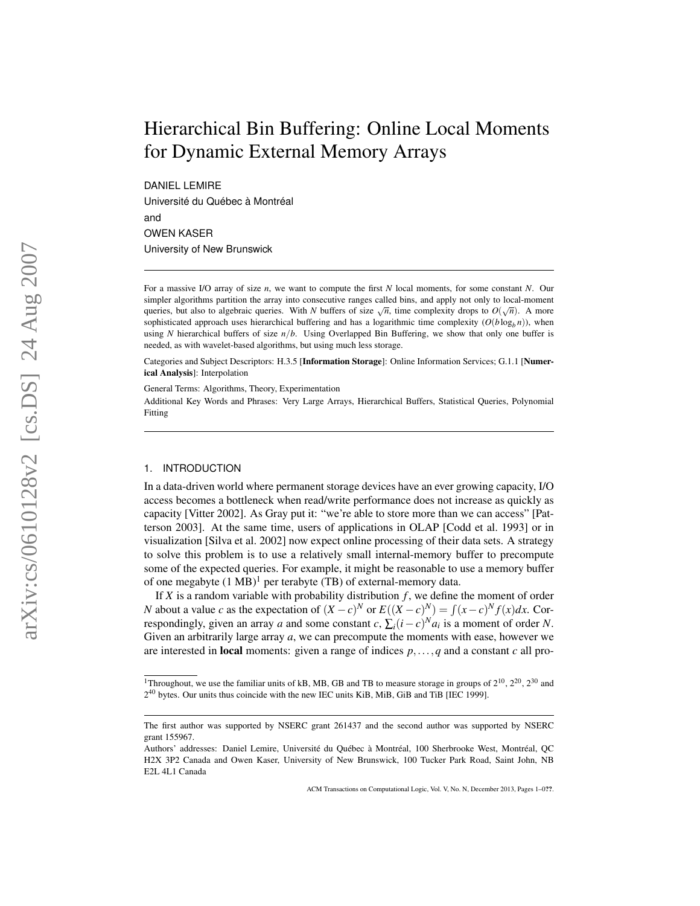# Hierarchical Bin Buffering: Online Local Moments for Dynamic External Memory Arrays

DANIEL LEMIRE
Université du Québec à Montréal
and
OWEN KASER
University of New Brunswick

---

For a massive I/O array of size $n$, we want to compute the first $N$ local moments, for some constant $N$. Our simpler algorithms partition the array into consecutive ranges called bins, and apply not only to local-moment queries, but also to algebraic queries. With $N$ buffers of size $\sqrt{n}$, time complexity drops to $O(\sqrt{n})$. A more sophisticated approach uses hierarchical buffering and has a logarithmic time complexity ($O(b \log_b n)$), when using $N$ hierarchical buffers of size $n/b$. Using Overlapped Bin Buffering, we show that only one buffer is needed, as with wavelet-based algorithms, but using much less storage.

Categories and Subject Descriptors: H.3.5 [**Information Storage**]: Online Information Services; G.1.1 [**Numerical Analysis**]: Interpolation

General Terms: Algorithms, Theory, Experimentation

Additional Key Words and Phrases: Very Large Arrays, Hierarchical Buffers, Statistical Queries, Polynomial Fitting

---

## 1. INTRODUCTION

In a data-driven world where permanent storage devices have an ever growing capacity, I/O access becomes a bottleneck when read/write performance does not increase as quickly as capacity [Vitter 2002]. As Gray put it: "we're able to store more than we can access" [Patterson 2003]. At the same time, users of applications in OLAP [Codd et al. 1993] or in visualization [Silva et al. 2002] now expect online processing of their data sets. A strategy to solve this problem is to use a relatively small internal-memory buffer to precompute some of the expected queries. For example, it might be reasonable to use a memory buffer of one megabyte (1 MB)[1] per terabyte (TB) of external-memory data.

If $X$ is a random variable with probability distribution $f$, we define the moment of order $N$ about a value $c$ as the expectation of $(X-c)^N$ or $E((X-c)^N) = \int (x-c)^N f(x)dx$. Correspondingly, given an array $a$ and some constant $c$, $\sum_i (i-c)^N a_i$ is a moment of order $N$. Given an arbitrarily large array $a$, we can precompute the moments with ease, however we are interested in **local** moments: given a range of indices $p,\ldots,q$ and a constant $c$ all pro-

---

[1] Throughout, we use the familiar units of kB, MB, GB and TB to measure storage in groups of $2^{10}$, $2^{20}$, $2^{30}$ and $2^{40}$ bytes. Our units thus coincide with the new IEC units KiB, MiB, GiB and TiB [IEC 1999].

---

The first author was supported by NSERC grant 261437 and the second author was supported by NSERC grant 155967.

Authors' addresses: Daniel Lemire, Université du Québec à Montréal, 100 Sherbrooke West, Montréal, QC H2X 3P2 Canada and Owen Kaser, University of New Brunswick, 100 Tucker Park Road, Saint John, NB E2L 4L1 Canada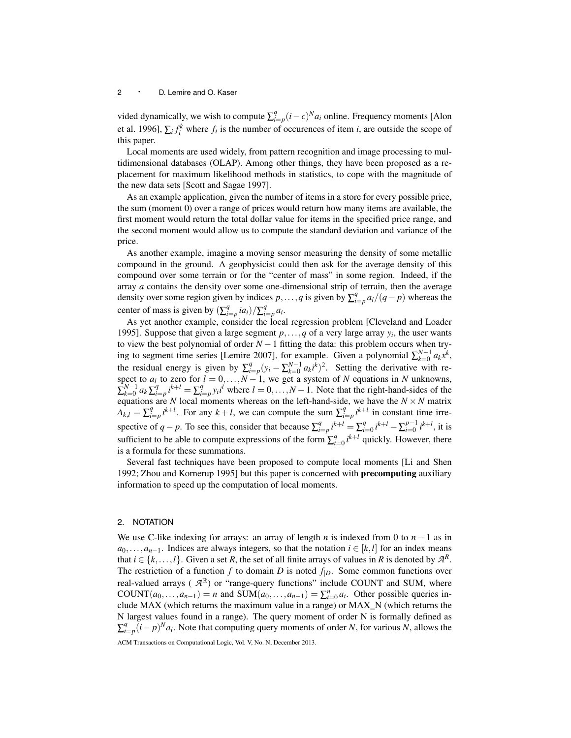vided dynamically, we wish to compute $\sum_{i=p}^{q}(i-c)^N a_i$ online. Frequency moments [Alon et al. 1996], $\sum_i f_i^k$ where $f_i$ is the number of occurences of item $i$, are outside the scope of this paper.

Local moments are used widely, from pattern recognition and image processing to multidimensional databases (OLAP). Among other things, they have been proposed as a replacement for maximum likelihood methods in statistics, to cope with the magnitude of the new data sets [Scott and Sagae 1997].

As an example application, given the number of items in a store for every possible price, the sum (moment 0) over a range of prices would return how many items are available, the first moment would return the total dollar value for items in the specified price range, and the second moment would allow us to compute the standard deviation and variance of the price.

As another example, imagine a moving sensor measuring the density of some metallic compound in the ground. A geophysicist could then ask for the average density of this compound over some terrain or for the "center of mass" in some region. Indeed, if the array $a$ contains the density over some one-dimensional strip of terrain, then the average density over some region given by indices $p,\ldots,q$ is given by $\sum_{i=p}^{q} a_i/(q-p)$ whereas the center of mass is given by $(\sum_{i=p}^{q} i a_i)/\sum_{i=p}^{q} a_i$.

As yet another example, consider the local regression problem [Cleveland and Loader 1995]. Suppose that given a large segment $p,\ldots,q$ of a very large array $y_i$, the user wants to view the best polynomial of order $N-1$ fitting the data: this problem occurs when trying to segment time series [Lemire 2007], for example. Given a polynomial $\sum_{k=0}^{N-1} a_k x^k$, the residual energy is given by $\sum_{i=p}^{q}(y_i - \sum_{k=0}^{N-1} a_k i^k)^2$. Setting the derivative with respect to $a_l$ to zero for $l=0,\ldots,N-1$, we get a system of $N$ equations in $N$ unknowns, $\sum_{k=0}^{N-1} a_k \sum_{i=p}^{q} i^{k+l} = \sum_{i=p}^{q} y_i i^l$ where $l=0,\ldots,N-1$. Note that the right-hand-sides of the equations are $N$ local moments whereas on the left-hand-side, we have the $N\times N$ matrix $A_{k,l} = \sum_{i=p}^{q} i^{k+l}$. For any $k+l$, we can compute the sum $\sum_{i=p}^{q} i^{k+l}$ in constant time irrespective of $q-p$. To see this, consider that because $\sum_{i=p}^{q} i^{k+l} = \sum_{i=0}^{q} i^{k+l} - \sum_{i=0}^{p-1} i^{k+l}$, it is sufficient to be able to compute expressions of the form $\sum_{i=0}^{q} i^{k+l}$ quickly. However, there is a formula for these summations.

Several fast techniques have been proposed to compute local moments [Li and Shen 1992; Zhou and Kornerup 1995] but this paper is concerned with **precomputing** auxiliary information to speed up the computation of local moments.

## 2. NOTATION

We use C-like indexing for arrays: an array of length $n$ is indexed from 0 to $n-1$ as in $a_0,\ldots,a_{n-1}$. Indices are always integers, so that the notation $i \in [k,l]$ for an index means that $i \in \{k,\ldots,l\}$. Given a set $R$, the set of all finite arrays of values in $R$ is denoted by $\mathcal{A}^R$. The restriction of a function $f$ to domain $D$ is noted $f_{|D}$. Some common functions over real-valued arrays ( $\mathcal{A}^{\mathbb{R}}$) or "range-query functions" include COUNT and SUM, where $\text{COUNT}(a_0,\ldots,a_{n-1}) = n$ and $\text{SUM}(a_0,\ldots,a_{n-1}) = \sum_{i=0}^{n} a_i$. Other possible queries include MAX (which returns the maximum value in a range) or MAX_N (which returns the N largest values found in a range). The query moment of order N is formally defined as $\sum_{i=p}^{q}(i-p)^N a_i$. Note that computing query moments of order $N$, for various $N$, allows the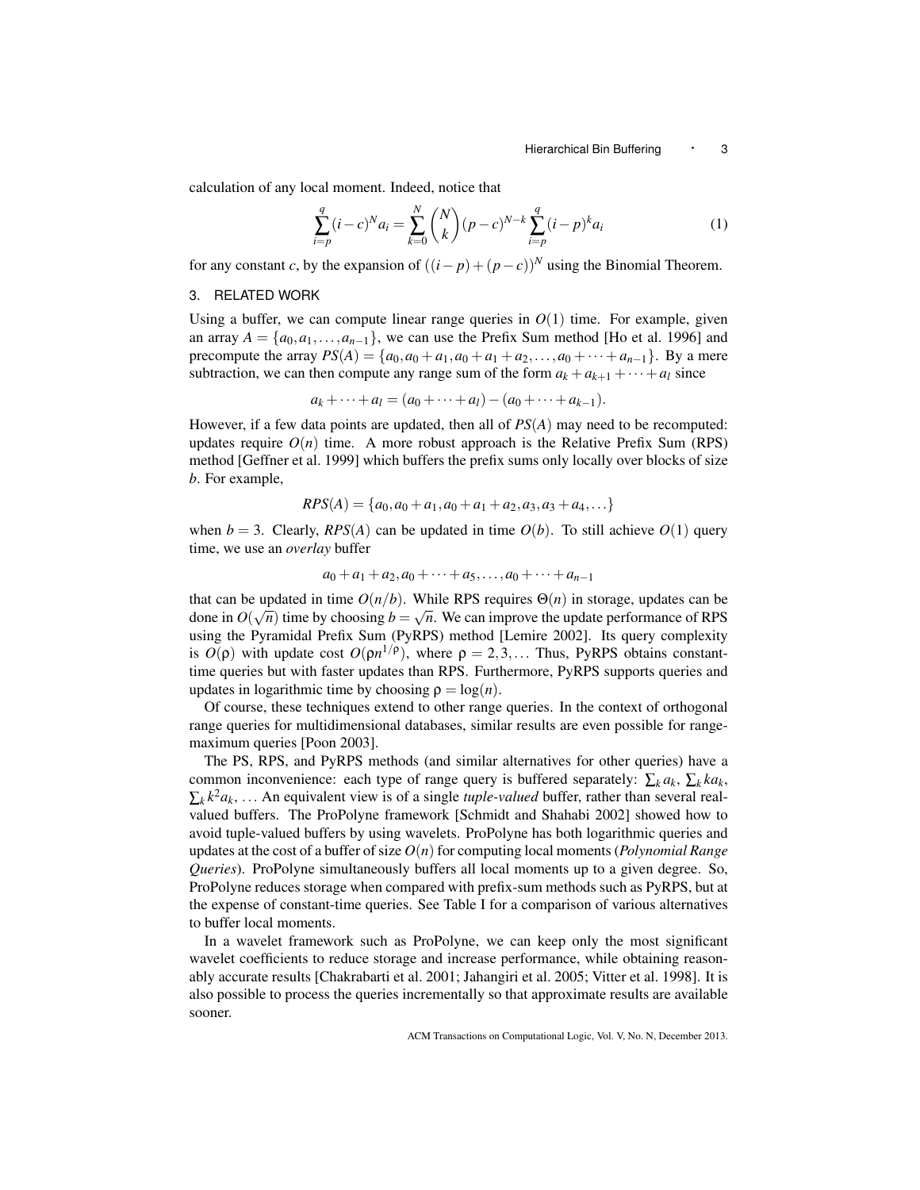calculation of any local moment. Indeed, notice that

$$\sum_{i=p}^{q}(i-c)^N a_i = \sum_{k=0}^{N}\binom{N}{k}(p-c)^{N-k}\sum_{i=p}^{q}(i-p)^k a_i \tag{1}$$

for any constant $c$, by the expansion of $((i-p)+(p-c))^N$ using the Binomial Theorem.

## 3. RELATED WORK

Using a buffer, we can compute linear range queries in $O(1)$ time. For example, given an array $A = \{a_0, a_1, \ldots, a_{n-1}\}$, we can use the Prefix Sum method [Ho et al. 1996] and precompute the array $PS(A) = \{a_0, a_0+a_1, a_0+a_1+a_2, \ldots, a_0+\cdots+a_{n-1}\}$. By a mere subtraction, we can then compute any range sum of the form $a_k + a_{k+1} + \cdots + a_l$ since

$$a_k + \cdots + a_l = (a_0 + \cdots + a_l) - (a_0 + \cdots + a_{k-1}).$$

However, if a few data points are updated, then all of $PS(A)$ may need to be recomputed: updates require $O(n)$ time. A more robust approach is the Relative Prefix Sum (RPS) method [Geffner et al. 1999] which buffers the prefix sums only locally over blocks of size $b$. For example,

$$RPS(A) = \{a_0, a_0+a_1, a_0+a_1+a_2, a_3, a_3+a_4, \ldots\}$$

when $b = 3$. Clearly, $RPS(A)$ can be updated in time $O(b)$. To still achieve $O(1)$ query time, we use an *overlay* buffer

$$a_0+a_1+a_2, a_0+\cdots+a_5, \ldots, a_0+\cdots+a_{n-1}$$

that can be updated in time $O(n/b)$. While RPS requires $\Theta(n)$ in storage, updates can be done in $O(\sqrt{n})$ time by choosing $b = \sqrt{n}$. We can improve the update performance of RPS using the Pyramidal Prefix Sum (PyRPS) method [Lemire 2002]. Its query complexity is $O(\rho)$ with update cost $O(\rho n^{1/\rho})$, where $\rho = 2, 3, \ldots$ Thus, PyRPS obtains constant-time queries but with faster updates than RPS. Furthermore, PyRPS supports queries and updates in logarithmic time by choosing $\rho = \log(n)$.

Of course, these techniques extend to other range queries. In the context of orthogonal range queries for multidimensional databases, similar results are even possible for range-maximum queries [Poon 2003].

The PS, RPS, and PyRPS methods (and similar alternatives for other queries) have a common inconvenience: each type of range query is buffered separately: $\sum_k a_k$, $\sum_k k a_k$, $\sum_k k^2 a_k$, ... An equivalent view is of a single *tuple-valued* buffer, rather than several real-valued buffers. The ProPolyne framework [Schmidt and Shahabi 2002] showed how to avoid tuple-valued buffers by using wavelets. ProPolyne has both logarithmic queries and updates at the cost of a buffer of size $O(n)$ for computing local moments (*Polynomial Range Queries*). ProPolyne simultaneously buffers all local moments up to a given degree. So, ProPolyne reduces storage when compared with prefix-sum methods such as PyRPS, but at the expense of constant-time queries. See Table I for a comparison of various alternatives to buffer local moments.

In a wavelet framework such as ProPolyne, we can keep only the most significant wavelet coefficients to reduce storage and increase performance, while obtaining reasonably accurate results [Chakrabarti et al. 2001; Jahangiri et al. 2005; Vitter et al. 1998]. It is also possible to process the queries incrementally so that approximate results are available sooner.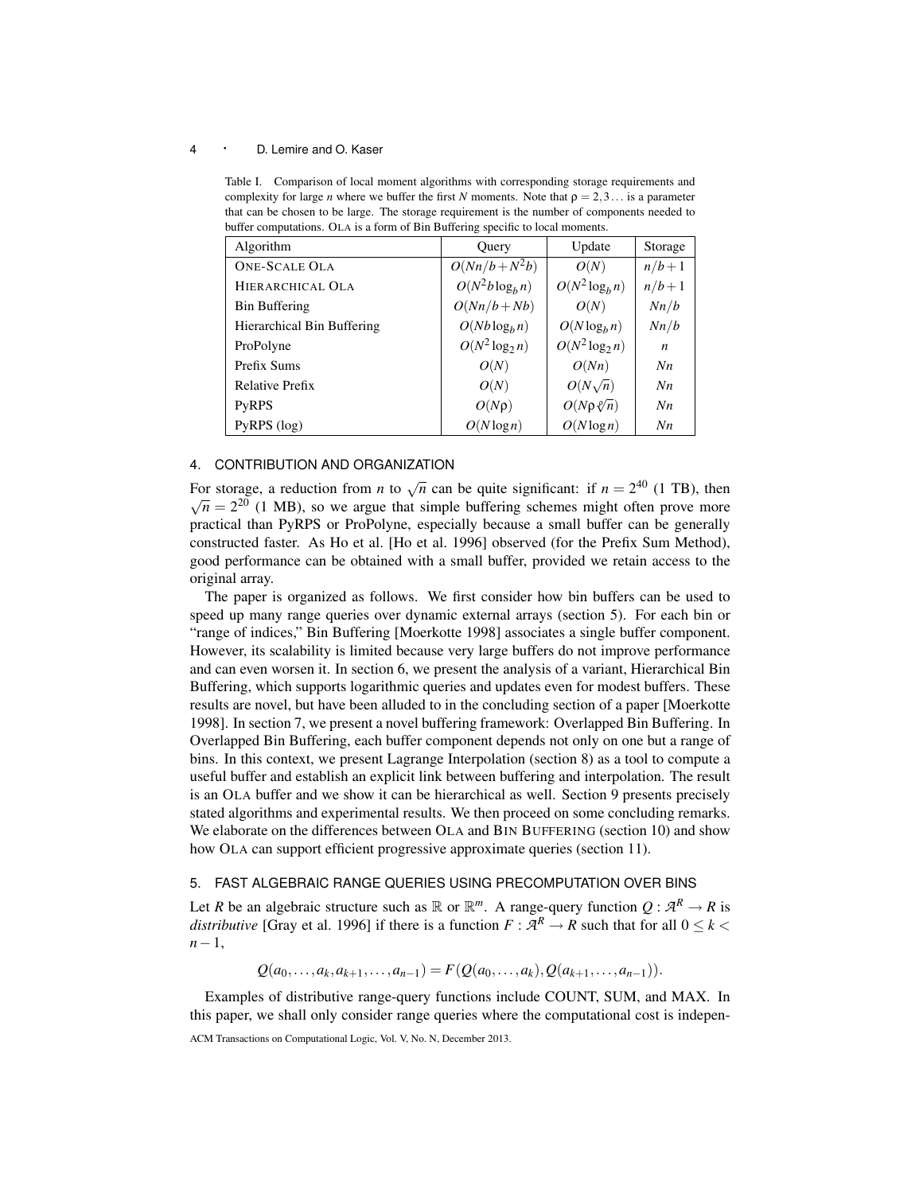Table I. Comparison of local moment algorithms with corresponding storage requirements and complexity for large $n$ where we buffer the first $N$ moments. Note that $\rho = 2, 3\ldots$ is a parameter that can be chosen to be large. The storage requirement is the number of components needed to buffer computations. OLA is a form of Bin Buffering specific to local moments.

| Algorithm | Query | Update | Storage |
|---|---|---|---|
| ONE-SCALE OLA | $O(Nn/b + N^2 b)$ | $O(N)$ | $n/b+1$ |
| HIERARCHICAL OLA | $O(N^2 b \log_b n)$ | $O(N^2 \log_b n)$ | $n/b+1$ |
| Bin Buffering | $O(Nn/b + Nb)$ | $O(N)$ | $Nn/b$ |
| Hierarchical Bin Buffering | $O(Nb \log_b n)$ | $O(N \log_b n)$ | $Nn/b$ |
| ProPolyne | $O(N^2 \log_2 n)$ | $O(N^2 \log_2 n)$ | $n$ |
| Prefix Sums | $O(N)$ | $O(Nn)$ | $Nn$ |
| Relative Prefix | $O(N)$ | $O(N\sqrt{n})$ | $Nn$ |
| PyRPS | $O(N\rho)$ | $O(N\rho \sqrt[\rho]{n})$ | $Nn$ |
| PyRPS (log) | $O(N \log n)$ | $O(N \log n)$ | $Nn$ |

## 4. CONTRIBUTION AND ORGANIZATION

For storage, a reduction from $n$ to $\sqrt{n}$ can be quite significant: if $n = 2^{40}$ (1 TB), then $\sqrt{n} = 2^{20}$ (1 MB), so we argue that simple buffering schemes might often prove more practical than PyRPS or ProPolyne, especially because a small buffer can be generally constructed faster. As Ho et al. [Ho et al. 1996] observed (for the Prefix Sum Method), good performance can be obtained with a small buffer, provided we retain access to the original array.

The paper is organized as follows. We first consider how bin buffers can be used to speed up many range queries over dynamic external arrays (section 5). For each bin or "range of indices," Bin Buffering [Moerkotte 1998] associates a single buffer component. However, its scalability is limited because very large buffers do not improve performance and can even worsen it. In section 6, we present the analysis of a variant, Hierarchical Bin Buffering, which supports logarithmic queries and updates even for modest buffers. These results are novel, but have been alluded to in the concluding section of a paper [Moerkotte 1998]. In section 7, we present a novel buffering framework: Overlapped Bin Buffering. In Overlapped Bin Buffering, each buffer component depends not only on one but a range of bins. In this context, we present Lagrange Interpolation (section 8) as a tool to compute a useful buffer and establish an explicit link between buffering and interpolation. The result is an OLA buffer and we show it can be hierarchical as well. Section 9 presents precisely stated algorithms and experimental results. We then proceed on some concluding remarks. We elaborate on the differences between OLA and BIN BUFFERING (section 10) and show how OLA can support efficient progressive approximate queries (section 11).

## 5. FAST ALGEBRAIC RANGE QUERIES USING PRECOMPUTATION OVER BINS

Let $R$ be an algebraic structure such as $\mathbb{R}$ or $\mathbb{R}^m$. A range-query function $Q : \mathcal{A}^R \to R$ is *distributive* [Gray et al. 1996] if there is a function $F : \mathcal{A}^R \to R$ such that for all $0 \leq k < n-1$,

$$Q(a_0, \ldots, a_k, a_{k+1}, \ldots, a_{n-1}) = F(Q(a_0, \ldots, a_k), Q(a_{k+1}, \ldots, a_{n-1})).$$

Examples of distributive range-query functions include COUNT, SUM, and MAX. In this paper, we shall only consider range queries where the computational cost is indepen-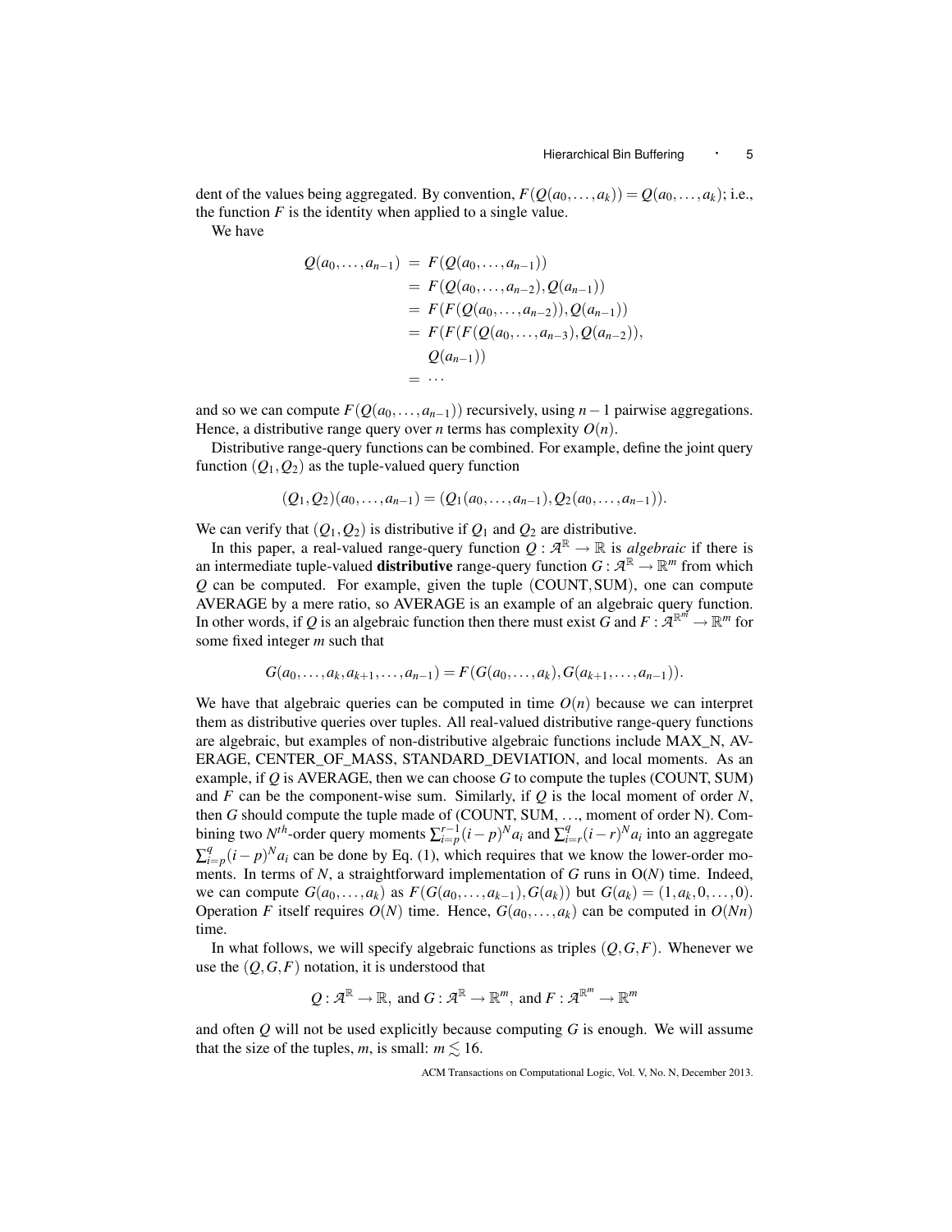dent of the values being aggregated. By convention, $F(Q(a_0,\ldots,a_k)) = Q(a_0,\ldots,a_k)$; i.e., the function $F$ is the identity when applied to a single value.

We have

$$
\begin{aligned}
Q(a_0,\ldots,a_{n-1}) &= F(Q(a_0,\ldots,a_{n-1})) \\
&= F(Q(a_0,\ldots,a_{n-2}),Q(a_{n-1})) \\
&= F(F(Q(a_0,\ldots,a_{n-2})),Q(a_{n-1})) \\
&= F(F(F(Q(a_0,\ldots,a_{n-3}),Q(a_{n-2})), \\
&\quad Q(a_{n-1})) \\
&= \cdots
\end{aligned}
$$

and so we can compute $F(Q(a_0,\ldots,a_{n-1}))$ recursively, using $n-1$ pairwise aggregations. Hence, a distributive range query over $n$ terms has complexity $O(n)$.

Distributive range-query functions can be combined. For example, define the joint query function $(Q_1,Q_2)$ as the tuple-valued query function

$$(Q_1,Q_2)(a_0,\ldots,a_{n-1}) = (Q_1(a_0,\ldots,a_{n-1}),Q_2(a_0,\ldots,a_{n-1})).$$

We can verify that $(Q_1,Q_2)$ is distributive if $Q_1$ and $Q_2$ are distributive.

In this paper, a real-valued range-query function $Q : \mathcal{A}^{\mathbb{R}} \to \mathbb{R}$ is *algebraic* if there is an intermediate tuple-valued **distributive** range-query function $G : \mathcal{A}^{\mathbb{R}} \to \mathbb{R}^m$ from which $Q$ can be computed. For example, given the tuple (COUNT, SUM), one can compute AVERAGE by a mere ratio, so AVERAGE is an example of an algebraic query function. In other words, if $Q$ is an algebraic function then there must exist $G$ and $F : \mathcal{A}^{\mathbb{R}^m} \to \mathbb{R}^m$ for some fixed integer $m$ such that

$$G(a_0,\ldots,a_k,a_{k+1},\ldots,a_{n-1}) = F(G(a_0,\ldots,a_k),G(a_{k+1},\ldots,a_{n-1})).$$

We have that algebraic queries can be computed in time $O(n)$ because we can interpret them as distributive queries over tuples. All real-valued distributive range-query functions are algebraic, but examples of non-distributive algebraic functions include MAX_N, AVERAGE, CENTER_OF_MASS, STANDARD_DEVIATION, and local moments. As an example, if $Q$ is AVERAGE, then we can choose $G$ to compute the tuples (COUNT, SUM) and $F$ can be the component-wise sum. Similarly, if $Q$ is the local moment of order $N$, then $G$ should compute the tuple made of (COUNT, SUM, …, moment of order N). Combining two $N^{th}$-order query moments $\sum_{i=p}^{r-1}(i-p)^N a_i$ and $\sum_{i=r}^{q}(i-r)^N a_i$ into an aggregate $\sum_{i=p}^{q}(i-p)^N a_i$ can be done by Eq. (1), which requires that we know the lower-order moments. In terms of $N$, a straightforward implementation of $G$ runs in O($N$) time. Indeed, we can compute $G(a_0,\ldots,a_k)$ as $F(G(a_0,\ldots,a_{k-1}),G(a_k))$ but $G(a_k) = (1,a_k,0,\ldots,0)$. Operation $F$ itself requires $O(N)$ time. Hence, $G(a_0,\ldots,a_k)$ can be computed in $O(Nn)$ time.

In what follows, we will specify algebraic functions as triples $(Q,G,F)$. Whenever we use the $(Q,G,F)$ notation, it is understood that

$$Q : \mathcal{A}^{\mathbb{R}} \to \mathbb{R},\ \text{and}\ G : \mathcal{A}^{\mathbb{R}} \to \mathbb{R}^m,\ \text{and}\ F : \mathcal{A}^{\mathbb{R}^m} \to \mathbb{R}^m$$

and often $Q$ will not be used explicitly because computing $G$ is enough. We will assume that the size of the tuples, $m$, is small: $m \lesssim 16$.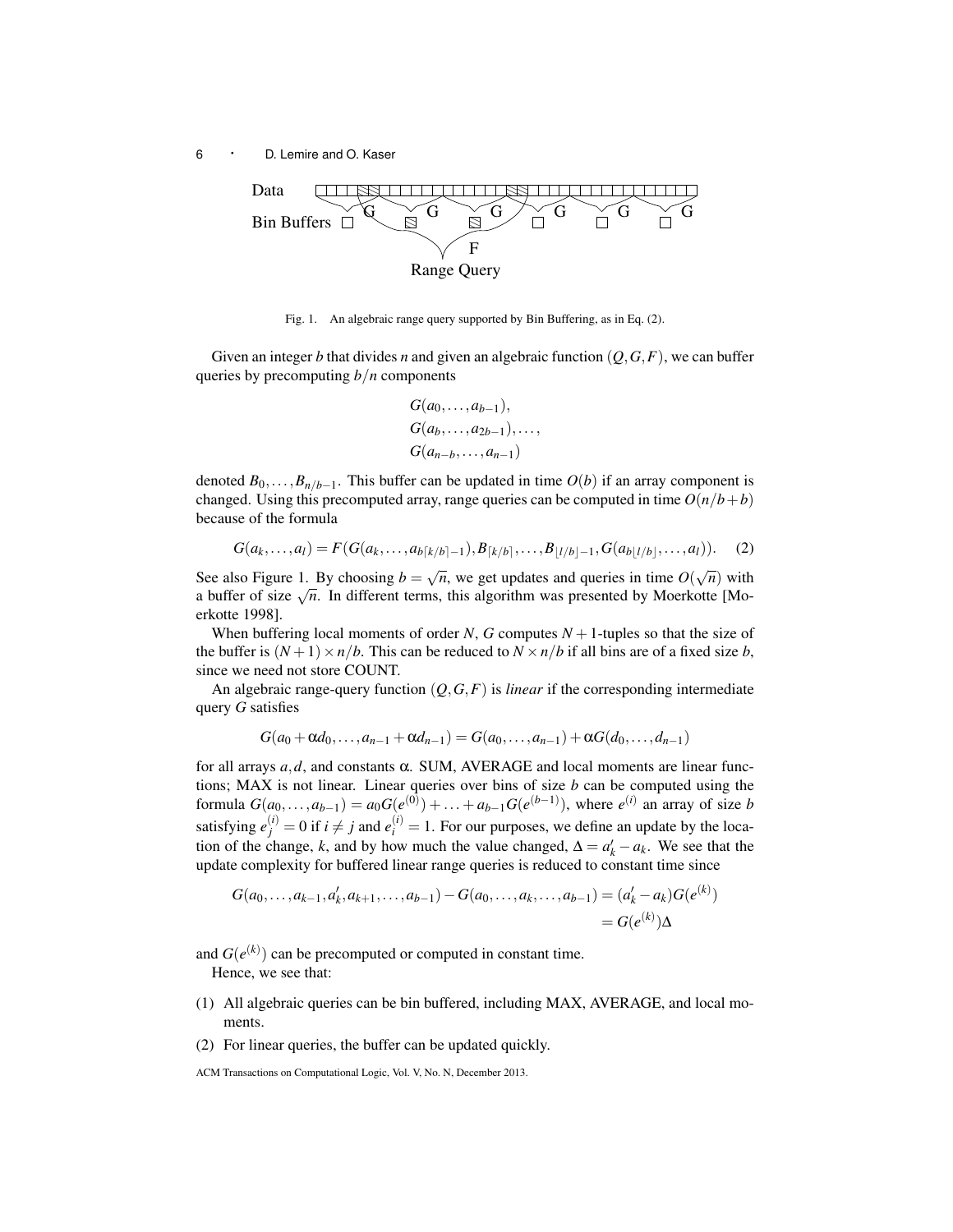Fig. 1. An algebraic range query supported by Bin Buffering, as in Eq. (2).

Given an integer $b$ that divides $n$ and given an algebraic function $(Q,G,F)$, we can buffer queries by precomputing $b/n$ components

$$
\begin{gathered}
G(a_0,\ldots,a_{b-1}),\\
G(a_b,\ldots,a_{2b-1}),\ldots,\\
G(a_{n-b},\ldots,a_{n-1})
\end{gathered}
$$

denoted $B_0,\ldots,B_{n/b-1}$. This buffer can be updated in time $O(b)$ if an array component is changed. Using this precomputed array, range queries can be computed in time $O(n/b+b)$ because of the formula

$$
G(a_k,\ldots,a_l) = F(G(a_k,\ldots,a_{b\lceil k/b\rceil -1}), B_{\lceil k/b\rceil},\ldots,B_{\lfloor l/b\rfloor -1}, G(a_{b\lfloor l/b\rfloor},\ldots,a_l)). \quad (2)
$$

See also Figure 1. By choosing $b=\sqrt{n}$, we get updates and queries in time $O(\sqrt{n})$ with a buffer of size $\sqrt{n}$. In different terms, this algorithm was presented by Moerkotte [Moerkotte 1998].

When buffering local moments of order $N$, $G$ computes $N+1$-tuples so that the size of the buffer is $(N+1)\times n/b$. This can be reduced to $N\times n/b$ if all bins are of a fixed size $b$, since we need not store COUNT.

An algebraic range-query function $(Q,G,F)$ is *linear* if the corresponding intermediate query $G$ satisfies

$$
G(a_0+\alpha d_0,\ldots,a_{n-1}+\alpha d_{n-1}) = G(a_0,\ldots,a_{n-1}) + \alpha G(d_0,\ldots,d_{n-1})
$$

for all arrays $a,d$, and constants $\alpha$. SUM, AVERAGE and local moments are linear functions; MAX is not linear. Linear queries over bins of size $b$ can be computed using the formula $G(a_0,\ldots,a_{b-1}) = a_0 G(e^{(0)}) + \ldots + a_{b-1} G(e^{(b-1)})$, where $e^{(i)}$ an array of size $b$ satisfying $e^{(i)}_j = 0$ if $i\neq j$ and $e^{(i)}_i = 1$. For our purposes, we define an update by the location of the change, $k$, and by how much the value changed, $\Delta = a'_k - a_k$. We see that the update complexity for buffered linear range queries is reduced to constant time since

$$
\begin{aligned}
G(a_0,\ldots,a_{k-1},a'_k,a_{k+1},\ldots,a_{b-1}) - G(a_0,\ldots,a_k,\ldots,a_{b-1}) &= (a'_k - a_k) G(e^{(k)})\\
&= G(e^{(k)})\Delta
\end{aligned}
$$

and $G(e^{(k)})$ can be precomputed or computed in constant time.

Hence, we see that:

(1) All algebraic queries can be bin buffered, including MAX, AVERAGE, and local moments.

(2) For linear queries, the buffer can be updated quickly.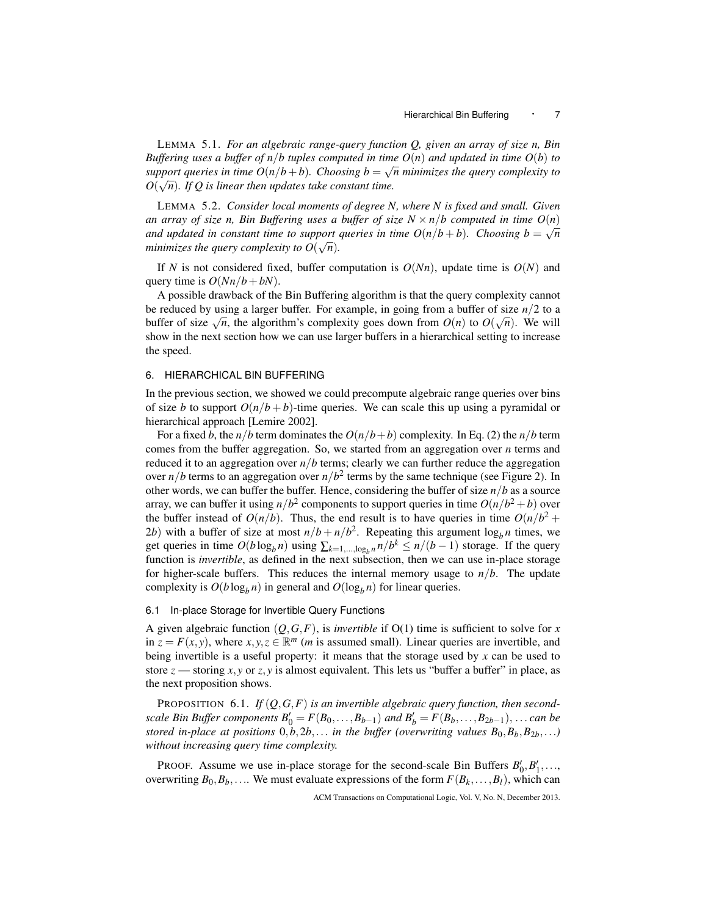LEMMA 5.1. *For an algebraic range-query function Q, given an array of size n, Bin Buffering uses a buffer of $n/b$ tuples computed in time $O(n)$ and updated in time $O(b)$ to support queries in time $O(n/b+b)$. Choosing $b=\sqrt{n}$ minimizes the query complexity to $O(\sqrt{n})$. If Q is linear then updates take constant time.*

LEMMA 5.2. *Consider local moments of degree N, where N is fixed and small. Given an array of size n, Bin Buffering uses a buffer of size $N \times n/b$ computed in time $O(n)$ and updated in constant time to support queries in time $O(n/b+b)$. Choosing $b=\sqrt{n}$ minimizes the query complexity to $O(\sqrt{n})$.*

If $N$ is not considered fixed, buffer computation is $O(Nn)$, update time is $O(N)$ and query time is $O(Nn/b+bN)$.

A possible drawback of the Bin Buffering algorithm is that the query complexity cannot be reduced by using a larger buffer. For example, in going from a buffer of size $n/2$ to a buffer of size $\sqrt{n}$, the algorithm's complexity goes down from $O(n)$ to $O(\sqrt{n})$. We will show in the next section how we can use larger buffers in a hierarchical setting to increase the speed.

## 6. HIERARCHICAL BIN BUFFERING

In the previous section, we showed we could precompute algebraic range queries over bins of size $b$ to support $O(n/b+b)$-time queries. We can scale this up using a pyramidal or hierarchical approach [Lemire 2002].

For a fixed $b$, the $n/b$ term dominates the $O(n/b+b)$ complexity. In Eq. (2) the $n/b$ term comes from the buffer aggregation. So, we started from an aggregation over $n$ terms and reduced it to an aggregation over $n/b$ terms; clearly we can further reduce the aggregation over $n/b$ terms to an aggregation over $n/b^2$ terms by the same technique (see Figure 2). In other words, we can buffer the buffer. Hence, considering the buffer of size $n/b$ as a source array, we can buffer it using $n/b^2$ components to support queries in time $O(n/b^2+b)$ over the buffer instead of $O(n/b)$. Thus, the end result is to have queries in time $O(n/b^2+2b)$ with a buffer of size at most $n/b+n/b^2$. Repeating this argument $\log_b n$ times, we get queries in time $O(b\log_b n)$ using $\sum_{k=1,\ldots,\log_b n} n/b^k \leq n/(b-1)$ storage. If the query function is *invertible*, as defined in the next subsection, then we can use in-place storage for higher-scale buffers. This reduces the internal memory usage to $n/b$. The update complexity is $O(b\log_b n)$ in general and $O(\log_b n)$ for linear queries.

### 6.1 In-place Storage for Invertible Query Functions

A given algebraic function $(Q,G,F)$, is *invertible* if O(1) time is sufficient to solve for $x$ in $z=F(x,y)$, where $x,y,z \in \mathbb{R}^m$ ($m$ is assumed small). Linear queries are invertible, and being invertible is a useful property: it means that the storage used by $x$ can be used to store $z$ — storing $x,y$ or $z,y$ is almost equivalent. This lets us "buffer a buffer" in place, as the next proposition shows.

PROPOSITION 6.1. *If $(Q,G,F)$ is an invertible algebraic query function, then second-scale Bin Buffer components $B'_0=F(B_0,\ldots,B_{b-1})$ and $B'_b=F(B_b,\ldots,B_{2b-1})$, ... can be stored in-place at positions $0,b,2b,\ldots$ in the buffer (overwriting values $B_0,B_b,B_{2b},\ldots$) without increasing query time complexity.*

PROOF. Assume we use in-place storage for the second-scale Bin Buffers $B'_0,B'_1,\ldots$, overwriting $B_0,B_b,\ldots$. We must evaluate expressions of the form $F(B_k,\ldots,B_l)$, which can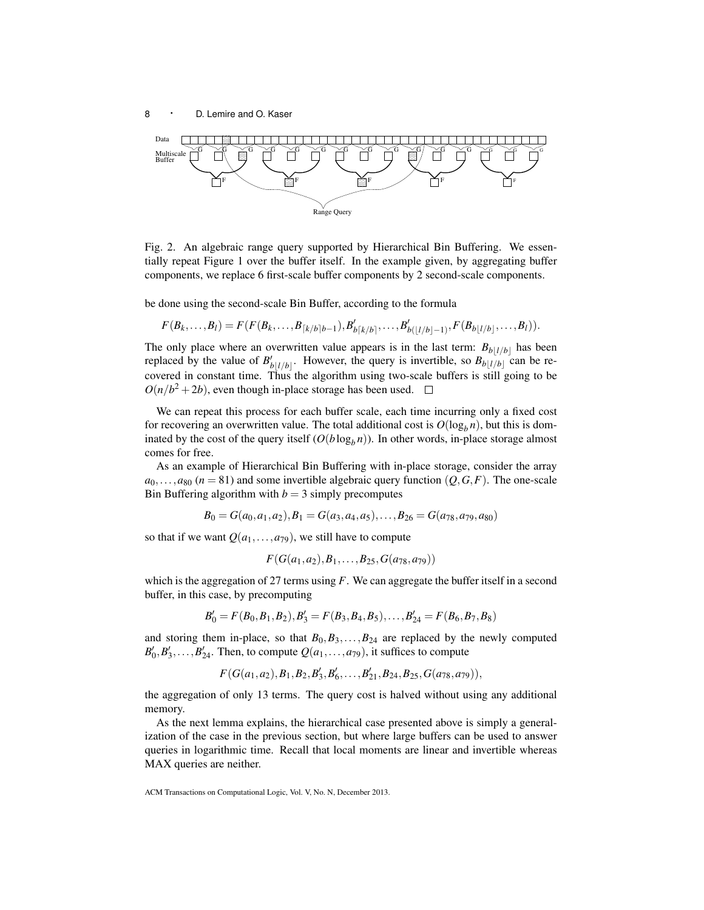Fig. 2. An algebraic range query supported by Hierarchical Bin Buffering. We essentially repeat Figure 1 over the buffer itself. In the example given, by aggregating buffer components, we replace 6 first-scale buffer components by 2 second-scale components.

be done using the second-scale Bin Buffer, according to the formula

$$F(B_k, \ldots, B_l) = F(F(B_k, \ldots, B_{\lceil k/b \rceil b-1}), B'_{b\lceil k/b \rceil}, \ldots, B'_{b(\lfloor l/b \rfloor -1)}, F(B_{b\lfloor l/b \rfloor}, \ldots, B_l)).$$

The only place where an overwritten value appears is in the last term: $B_{b\lfloor l/b \rfloor}$ has been replaced by the value of $B'_{b\lfloor l/b \rfloor}$. However, the query is invertible, so $B_{b\lfloor l/b \rfloor}$ can be recovered in constant time. Thus the algorithm using two-scale buffers is still going to be $O(n/b^2 + 2b)$, even though in-place storage has been used. □

We can repeat this process for each buffer scale, each time incurring only a fixed cost for recovering an overwritten value. The total additional cost is $O(\log_b n)$, but this is dominated by the cost of the query itself ($O(b \log_b n)$). In other words, in-place storage almost comes for free.

As an example of Hierarchical Bin Buffering with in-place storage, consider the array $a_0, \ldots, a_{80}$ ($n = 81$) and some invertible algebraic query function $(Q, G, F)$. The one-scale Bin Buffering algorithm with $b = 3$ simply precomputes

$$B_0 = G(a_0, a_1, a_2), B_1 = G(a_3, a_4, a_5), \ldots, B_{26} = G(a_{78}, a_{79}, a_{80})$$

so that if we want $Q(a_1, \ldots, a_{79})$, we still have to compute

$$F(G(a_1, a_2), B_1, \ldots, B_{25}, G(a_{78}, a_{79}))$$

which is the aggregation of 27 terms using $F$. We can aggregate the buffer itself in a second buffer, in this case, by precomputing

$$B'_0 = F(B_0, B_1, B_2), B'_3 = F(B_3, B_4, B_5), \ldots, B'_{24} = F(B_6, B_7, B_8)$$

and storing them in-place, so that $B_0, B_3, \ldots, B_{24}$ are replaced by the newly computed $B'_0, B'_3, \ldots, B'_{24}$. Then, to compute $Q(a_1, \ldots, a_{79})$, it suffices to compute

$$F(G(a_1, a_2), B_1, B_2, B'_3, B'_6, \ldots, B'_{21}, B_{24}, B_{25}, G(a_{78}, a_{79})),$$

the aggregation of only 13 terms. The query cost is halved without using any additional memory.

As the next lemma explains, the hierarchical case presented above is simply a generalization of the case in the previous section, but where large buffers can be used to answer queries in logarithmic time. Recall that local moments are linear and invertible whereas MAX queries are neither.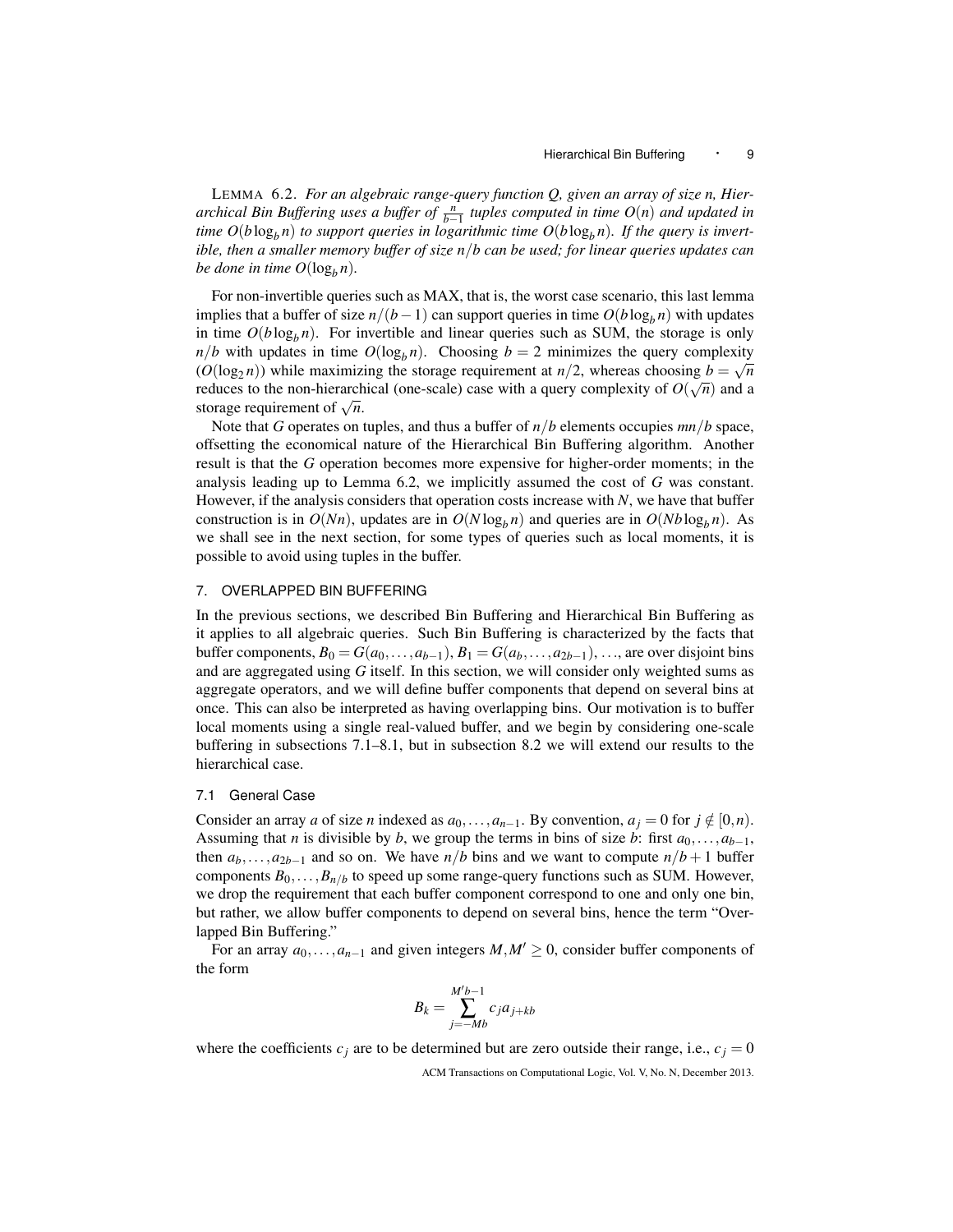LEMMA 6.2. *For an algebraic range-query function Q, given an array of size n, Hierarchical Bin Buffering uses a buffer of $\frac{n}{b-1}$ tuples computed in time $O(n)$ and updated in time $O(b\log_b n)$ to support queries in logarithmic time $O(b\log_b n)$. If the query is invertible, then a smaller memory buffer of size $n/b$ can be used; for linear queries updates can be done in time $O(\log_b n)$.*

For non-invertible queries such as MAX, that is, the worst case scenario, this last lemma implies that a buffer of size $n/(b-1)$ can support queries in time $O(b\log_b n)$ with updates in time $O(b\log_b n)$. For invertible and linear queries such as SUM, the storage is only $n/b$ with updates in time $O(\log_b n)$. Choosing $b = 2$ minimizes the query complexity ($O(\log_2 n)$) while maximizing the storage requirement at $n/2$, whereas choosing $b = \sqrt{n}$ reduces to the non-hierarchical (one-scale) case with a query complexity of $O(\sqrt{n})$ and a storage requirement of $\sqrt{n}$.

Note that $G$ operates on tuples, and thus a buffer of $n/b$ elements occupies $mn/b$ space, offsetting the economical nature of the Hierarchical Bin Buffering algorithm. Another result is that the $G$ operation becomes more expensive for higher-order moments; in the analysis leading up to Lemma 6.2, we implicitly assumed the cost of $G$ was constant. However, if the analysis considers that operation costs increase with $N$, we have that buffer construction is in $O(Nn)$, updates are in $O(N\log_b n)$ and queries are in $O(Nb\log_b n)$. As we shall see in the next section, for some types of queries such as local moments, it is possible to avoid using tuples in the buffer.

## 7. OVERLAPPED BIN BUFFERING

In the previous sections, we described Bin Buffering and Hierarchical Bin Buffering as it applies to all algebraic queries. Such Bin Buffering is characterized by the facts that buffer components, $B_0 = G(a_0,\ldots,a_{b-1})$, $B_1 = G(a_b,\ldots,a_{2b-1})$, ..., are over disjoint bins and are aggregated using $G$ itself. In this section, we will consider only weighted sums as aggregate operators, and we will define buffer components that depend on several bins at once. This can also be interpreted as having overlapping bins. Our motivation is to buffer local moments using a single real-valued buffer, and we begin by considering one-scale buffering in subsections 7.1–8.1, but in subsection 8.2 we will extend our results to the hierarchical case.

### 7.1 General Case

Consider an array $a$ of size $n$ indexed as $a_0,\ldots,a_{n-1}$. By convention, $a_j = 0$ for $j \notin [0,n)$. Assuming that $n$ is divisible by $b$, we group the terms in bins of size $b$: first $a_0,\ldots,a_{b-1}$, then $a_b,\ldots,a_{2b-1}$ and so on. We have $n/b$ bins and we want to compute $n/b+1$ buffer components $B_0,\ldots,B_{n/b}$ to speed up some range-query functions such as SUM. However, we drop the requirement that each buffer component correspond to one and only one bin, but rather, we allow buffer components to depend on several bins, hence the term "Overlapped Bin Buffering."

For an array $a_0,\ldots,a_{n-1}$ and given integers $M, M' \geq 0$, consider buffer components of the form

$$B_k = \sum_{j=-Mb}^{M'b-1} c_j a_{j+kb}$$

where the coefficients $c_j$ are to be determined but are zero outside their range, i.e., $c_j = 0$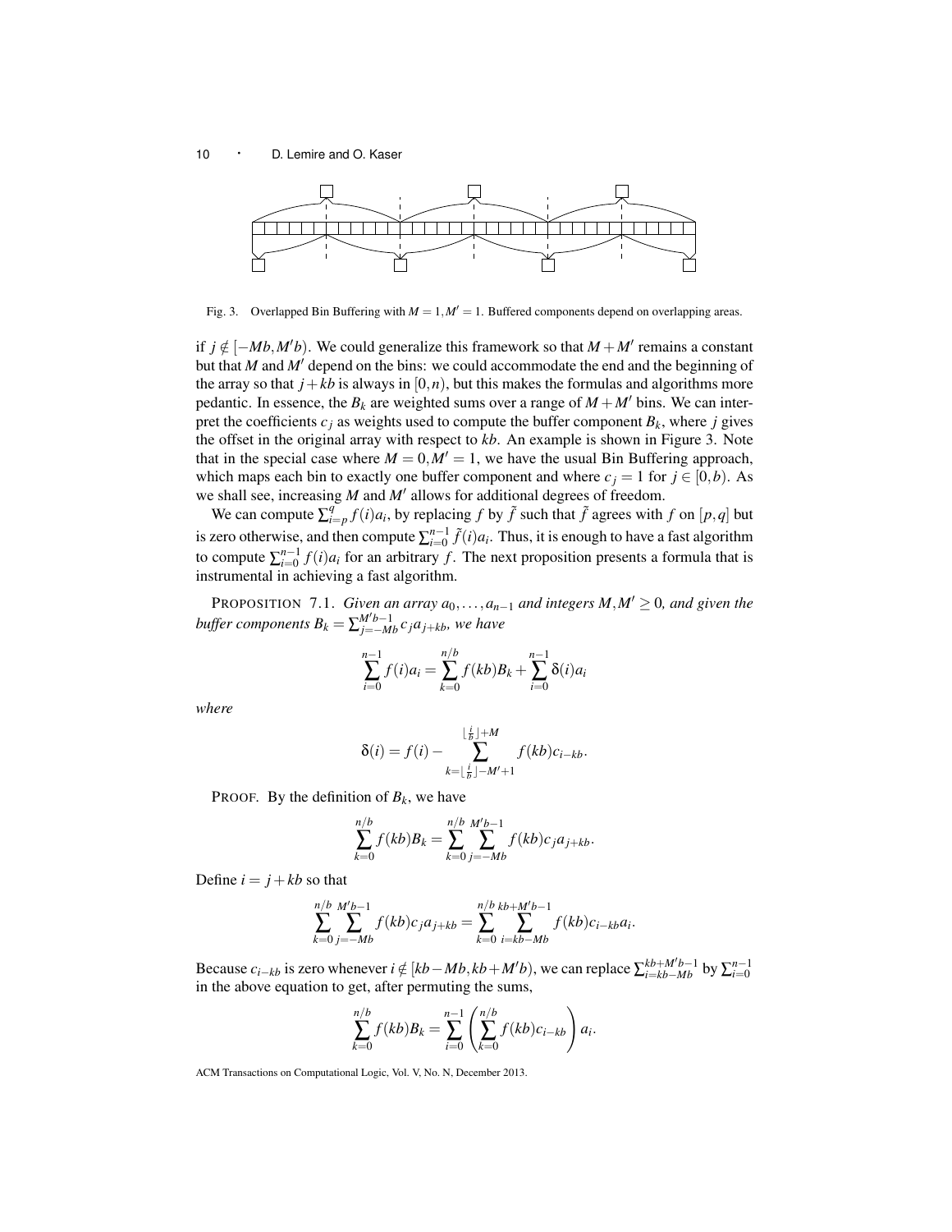Fig. 3. Overlapped Bin Buffering with $M = 1, M' = 1$. Buffered components depend on overlapping areas.

if $j \notin [-Mb, M'b)$. We could generalize this framework so that $M + M'$ remains a constant but that $M$ and $M'$ depend on the bins: we could accommodate the end and the beginning of the array so that $j + kb$ is always in $[0, n)$, but this makes the formulas and algorithms more pedantic. In essence, the $B_k$ are weighted sums over a range of $M + M'$ bins. We can interpret the coefficients $c_j$ as weights used to compute the buffer component $B_k$, where $j$ gives the offset in the original array with respect to $kb$. An example is shown in Figure 3. Note that in the special case where $M = 0, M' = 1$, we have the usual Bin Buffering approach, which maps each bin to exactly one buffer component and where $c_j = 1$ for $j \in [0, b)$. As we shall see, increasing $M$ and $M'$ allows for additional degrees of freedom.

We can compute $\sum_{i=p}^{q} f(i) a_i$, by replacing $f$ by $\tilde{f}$ such that $\tilde{f}$ agrees with $f$ on $[p, q]$ but is zero otherwise, and then compute $\sum_{i=0}^{n-1} \tilde{f}(i) a_i$. Thus, it is enough to have a fast algorithm to compute $\sum_{i=0}^{n-1} f(i) a_i$ for an arbitrary $f$. The next proposition presents a formula that is instrumental in achieving a fast algorithm.

PROPOSITION 7.1. *Given an array $a_0, \ldots, a_{n-1}$ and integers $M, M' \geq 0$, and given the buffer components $B_k = \sum_{j=-Mb}^{M'b-1} c_j a_{j+kb}$, we have*

$$\sum_{i=0}^{n-1} f(i) a_i = \sum_{k=0}^{n/b} f(kb) B_k + \sum_{i=0}^{n-1} \delta(i) a_i$$

*where*

$$\delta(i) = f(i) - \sum_{k=\lfloor \frac{i}{b} \rfloor - M' + 1}^{\lfloor \frac{i}{b} \rfloor + M} f(kb) c_{i-kb}.$$

PROOF. By the definition of $B_k$, we have

$$\sum_{k=0}^{n/b} f(kb) B_k = \sum_{k=0}^{n/b} \sum_{j=-Mb}^{M'b-1} f(kb) c_j a_{j+kb}.$$

Define $i = j + kb$ so that

$$\sum_{k=0}^{n/b} \sum_{j=-Mb}^{M'b-1} f(kb) c_j a_{j+kb} = \sum_{k=0}^{n/b} \sum_{i=kb-Mb}^{kb+M'b-1} f(kb) c_{i-kb} a_i.$$

Because $c_{i-kb}$ is zero whenever $i \notin [kb - Mb, kb + M'b)$, we can replace $\sum_{i=kb-Mb}^{kb+M'b-1}$ by $\sum_{i=0}^{n-1}$ in the above equation to get, after permuting the sums,

$$\sum_{k=0}^{n/b} f(kb) B_k = \sum_{i=0}^{n-1} \left( \sum_{k=0}^{n/b} f(kb) c_{i-kb} \right) a_i.$$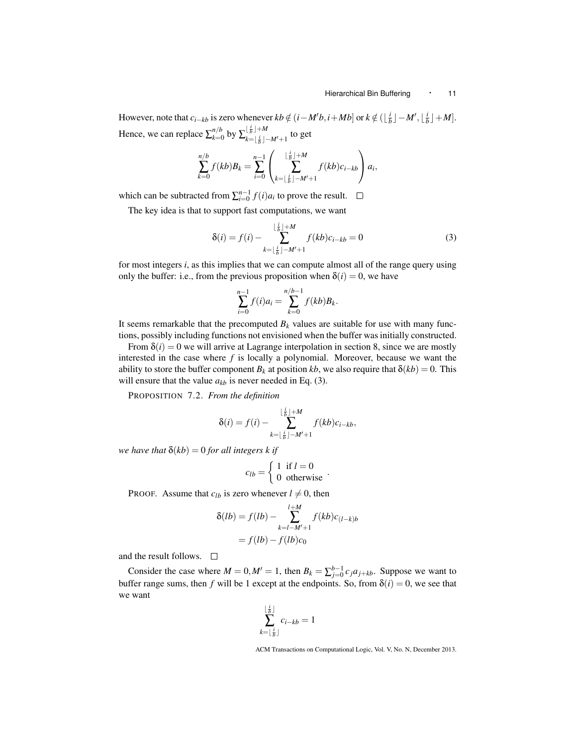However, note that $c_{i-kb}$ is zero whenever $kb \notin (i - M'b, i + Mb]$ or $k \notin (\lfloor \frac{i}{b} \rfloor - M', \lfloor \frac{i}{b} \rfloor + M]$. Hence, we can replace $\sum_{k=0}^{n/b}$ by $\sum_{k=\lfloor \frac{i}{b} \rfloor - M'+1}^{\lfloor \frac{i}{b} \rfloor + M}$ to get

$$\sum_{k=0}^{n/b} f(kb) B_k = \sum_{i=0}^{n-1} \left( \sum_{k=\lfloor \frac{i}{b} \rfloor - M'+1}^{\lfloor \frac{i}{b} \rfloor + M} f(kb) c_{i-kb} \right) a_i,$$

which can be subtracted from $\sum_{i=0}^{n-1} f(i) a_i$ to prove the result. □

The key idea is that to support fast computations, we want

$$\delta(i) = f(i) - \sum_{k=\lfloor \frac{i}{b} \rfloor - M'+1}^{\lfloor \frac{i}{b} \rfloor + M} f(kb) c_{i-kb} = 0 \tag{3}$$

for most integers $i$, as this implies that we can compute almost all of the range query using only the buffer: i.e., from the previous proposition when $\delta(i) = 0$, we have

$$\sum_{i=0}^{n-1} f(i) a_i = \sum_{k=0}^{n/b-1} f(kb) B_k.$$

It seems remarkable that the precomputed $B_k$ values are suitable for use with many functions, possibly including functions not envisioned when the buffer was initially constructed.

From $\delta(i) = 0$ we will arrive at Lagrange interpolation in section 8, since we are mostly interested in the case where $f$ is locally a polynomial. Moreover, because we want the ability to store the buffer component $B_k$ at position $kb$, we also require that $\delta(kb) = 0$. This will ensure that the value $a_{kb}$ is never needed in Eq. (3).

PROPOSITION 7.2. *From the definition*

$$\delta(i) = f(i) - \sum_{k=\lfloor \frac{i}{b} \rfloor - M'+1}^{\lfloor \frac{i}{b} \rfloor + M} f(kb) c_{i-kb},$$

*we have that* $\delta(kb) = 0$ *for all integers* $k$ *if*

$$c_{lb} = \begin{cases} 1 & \text{if } l = 0 \\ 0 & \text{otherwise} \end{cases}.$$

PROOF. Assume that $c_{lb}$ is zero whenever $l \neq 0$, then

$$\begin{aligned}
\delta(lb) &= f(lb) - \sum_{k=l-M'+1}^{l+M} f(kb) c_{(l-k)b} \\
&= f(lb) - f(lb) c_0
\end{aligned}$$

and the result follows. □

Consider the case where $M = 0, M' = 1$, then $B_k = \sum_{j=0}^{b-1} c_j a_{j+kb}$. Suppose we want to buffer range sums, then $f$ will be 1 except at the endpoints. So, from $\delta(i) = 0$, we see that we want

$$\sum_{k=\lfloor \frac{i}{b} \rfloor}^{\lfloor \frac{i}{b} \rfloor} c_{i-kb} = 1$$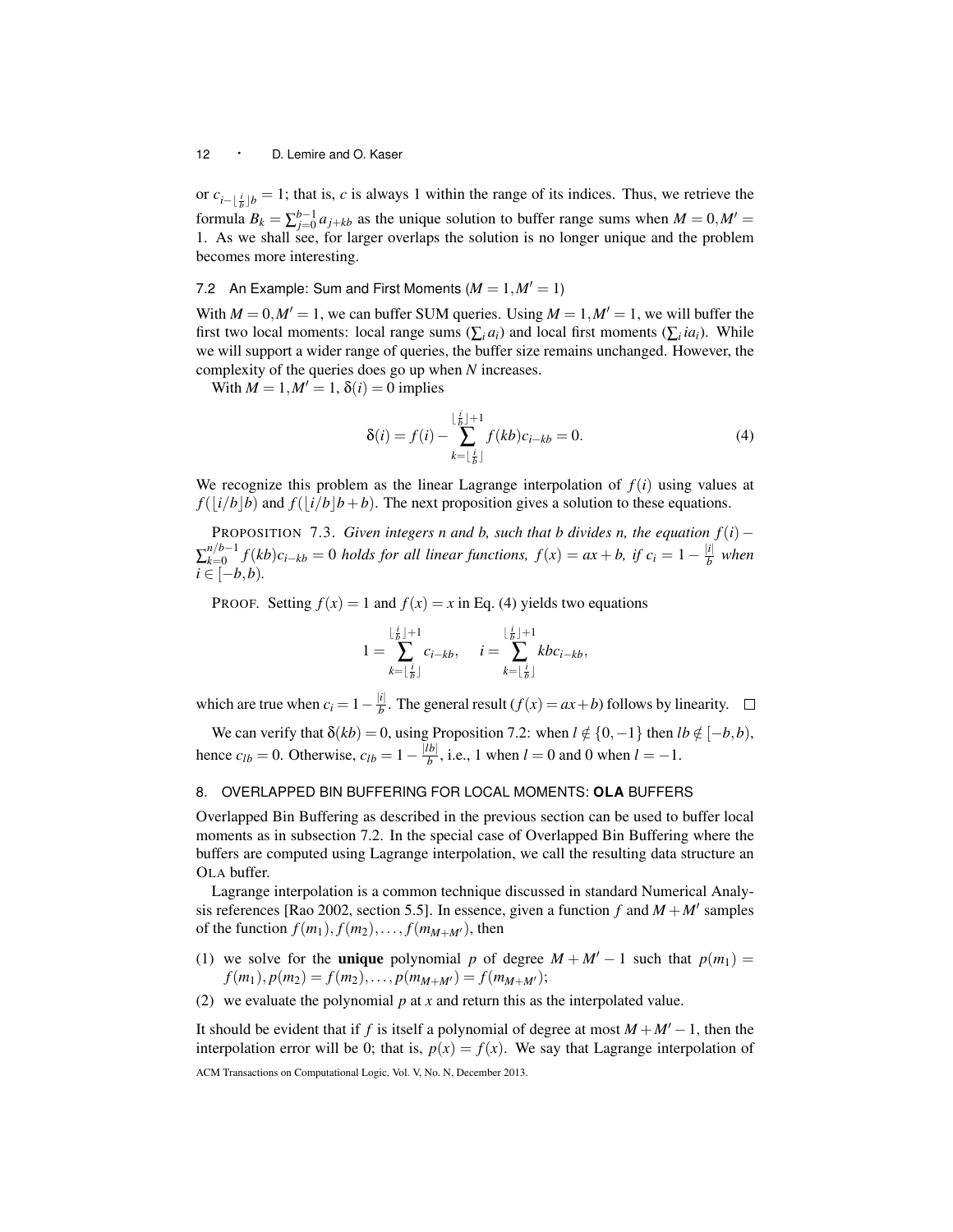or $c_{i-\lfloor \frac{i}{b} \rfloor b} = 1$; that is, $c$ is always 1 within the range of its indices. Thus, we retrieve the formula $B_k = \sum_{j=0}^{b-1} a_{j+kb}$ as the unique solution to buffer range sums when $M = 0, M' = 1$. As we shall see, for larger overlaps the solution is no longer unique and the problem becomes more interesting.

### 7.2 An Example: Sum and First Moments ($M = 1, M' = 1$)

With $M = 0, M' = 1$, we can buffer SUM queries. Using $M = 1, M' = 1$, we will buffer the first two local moments: local range sums ($\sum_i a_i$) and local first moments ($\sum_i i a_i$). While we will support a wider range of queries, the buffer size remains unchanged. However, the complexity of the queries does go up when $N$ increases.

With $M = 1, M' = 1$, $\delta(i) = 0$ implies

$$\delta(i) = f(i) - \sum_{k=\lfloor \frac{i}{b} \rfloor}^{\lfloor \frac{i}{b} \rfloor + 1} f(kb) c_{i-kb} = 0. \tag{4}$$

We recognize this problem as the linear Lagrange interpolation of $f(i)$ using values at $f(\lfloor i/b \rfloor b)$ and $f(\lfloor i/b \rfloor b + b)$. The next proposition gives a solution to these equations.

PROPOSITION 7.3. *Given integers n and b, such that b divides n, the equation* $f(i) - \sum_{k=0}^{n/b-1} f(kb) c_{i-kb} = 0$ *holds for all linear functions,* $f(x) = ax + b$*, if* $c_i = 1 - \frac{|i|}{b}$ *when* $i \in [-b, b)$.

PROOF. Setting $f(x) = 1$ and $f(x) = x$ in Eq. (4) yields two equations

$$1 = \sum_{k=\lfloor \frac{i}{b} \rfloor}^{\lfloor \frac{i}{b} \rfloor + 1} c_{i-kb}, \quad i = \sum_{k=\lfloor \frac{i}{b} \rfloor}^{\lfloor \frac{i}{b} \rfloor + 1} kbc_{i-kb},$$

which are true when $c_i = 1 - \frac{|i|}{b}$. The general result ($f(x) = ax + b$) follows by linearity. □

We can verify that $\delta(kb) = 0$, using Proposition 7.2: when $l \notin \{0, -1\}$ then $lb \notin [-b, b)$, hence $c_{lb} = 0$. Otherwise, $c_{lb} = 1 - \frac{|lb|}{b}$, i.e., 1 when $l = 0$ and 0 when $l = -1$.

## 8. OVERLAPPED BIN BUFFERING FOR LOCAL MOMENTS: **OLA** BUFFERS

Overlapped Bin Buffering as described in the previous section can be used to buffer local moments as in subsection 7.2. In the special case of Overlapped Bin Buffering where the buffers are computed using Lagrange interpolation, we call the resulting data structure an OLA buffer.

Lagrange interpolation is a common technique discussed in standard Numerical Analysis references [Rao 2002, section 5.5]. In essence, given a function $f$ and $M + M'$ samples of the function $f(m_1), f(m_2), \ldots, f(m_{M+M'})$, then

(1) we solve for the **unique** polynomial $p$ of degree $M + M' - 1$ such that $p(m_1) = f(m_1), p(m_2) = f(m_2), \ldots, p(m_{M+M'}) = f(m_{M+M'})$;

(2) we evaluate the polynomial $p$ at $x$ and return this as the interpolated value.

It should be evident that if $f$ is itself a polynomial of degree at most $M + M' - 1$, then the interpolation error will be 0; that is, $p(x) = f(x)$. We say that Lagrange interpolation of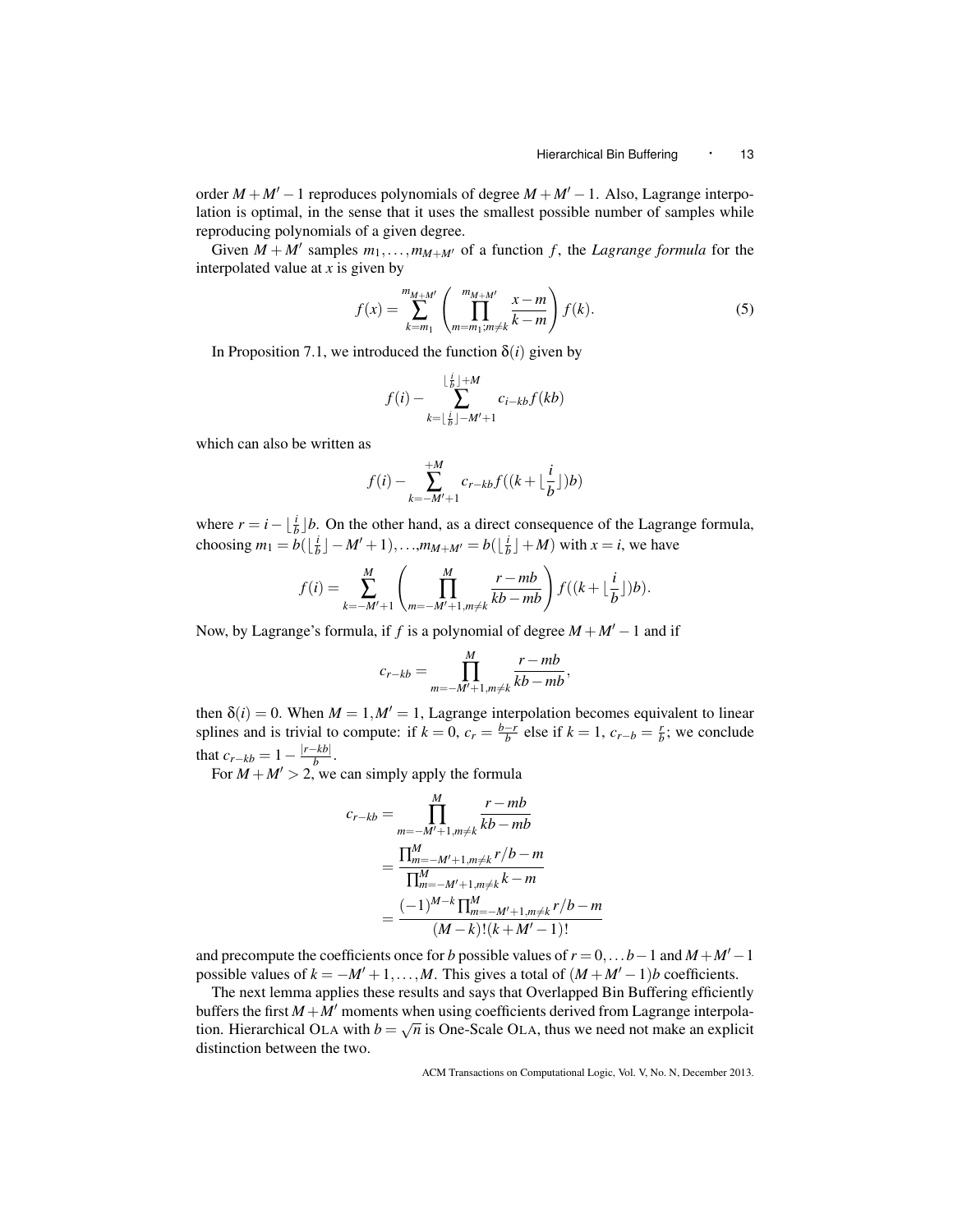order $M+M'-1$ reproduces polynomials of degree $M+M'-1$. Also, Lagrange interpolation is optimal, in the sense that it uses the smallest possible number of samples while reproducing polynomials of a given degree.

Given $M+M'$ samples $m_1,\ldots,m_{M+M'}$ of a function $f$, the *Lagrange formula* for the interpolated value at $x$ is given by

$$f(x) = \sum_{k=m_1}^{m_{M+M'}} \left( \prod_{m=m_1; m\neq k}^{m_{M+M'}} \frac{x-m}{k-m} \right) f(k). \tag{5}$$

In Proposition 7.1, we introduced the function $\delta(i)$ given by

$$f(i) - \sum_{k=\lfloor \frac{i}{b} \rfloor - M'+1}^{\lfloor \frac{i}{b} \rfloor + M} c_{i-kb} f(kb)$$

which can also be written as

$$f(i) - \sum_{k=-M'+1}^{+M} c_{r-kb} f((k+\lfloor \frac{i}{b} \rfloor)b)$$

where $r = i - \lfloor \frac{i}{b} \rfloor b$. On the other hand, as a direct consequence of the Lagrange formula, choosing $m_1 = b(\lfloor \frac{i}{b} \rfloor - M'+1),\ldots,m_{M+M'} = b(\lfloor \frac{i}{b} \rfloor + M)$ with $x = i$, we have

$$f(i) = \sum_{k=-M'+1}^{M} \left( \prod_{m=-M'+1, m\neq k}^{M} \frac{r-mb}{kb-mb} \right) f((k+\lfloor \frac{i}{b} \rfloor)b).$$

Now, by Lagrange's formula, if $f$ is a polynomial of degree $M+M'-1$ and if

$$c_{r-kb} = \prod_{m=-M'+1, m\neq k}^{M} \frac{r-mb}{kb-mb},$$

then $\delta(i) = 0$. When $M = 1, M' = 1$, Lagrange interpolation becomes equivalent to linear splines and is trivial to compute: if $k = 0$, $c_r = \frac{b-r}{b}$ else if $k = 1$, $c_{r-b} = \frac{r}{b}$; we conclude that $c_{r-kb} = 1 - \frac{|r-kb|}{b}$.

For $M+M' > 2$, we can simply apply the formula

$$\begin{aligned}
c_{r-kb} &= \prod_{m=-M'+1, m\neq k}^{M} \frac{r-mb}{kb-mb} \\
&= \frac{\prod_{m=-M'+1, m\neq k}^{M} r/b - m}{\prod_{m=-M'+1, m\neq k}^{M} k-m} \\
&= \frac{(-1)^{M-k} \prod_{m=-M'+1, m\neq k}^{M} r/b - m}{(M-k)!(k+M'-1)!}
\end{aligned}$$

and precompute the coefficients once for $b$ possible values of $r = 0,\ldots b-1$ and $M+M'-1$ possible values of $k = -M'+1,\ldots,M$. This gives a total of $(M+M'-1)b$ coefficients.

The next lemma applies these results and says that Overlapped Bin Buffering efficiently buffers the first $M+M'$ moments when using coefficients derived from Lagrange interpolation. Hierarchical OLA with $b = \sqrt{n}$ is One-Scale OLA, thus we need not make an explicit distinction between the two.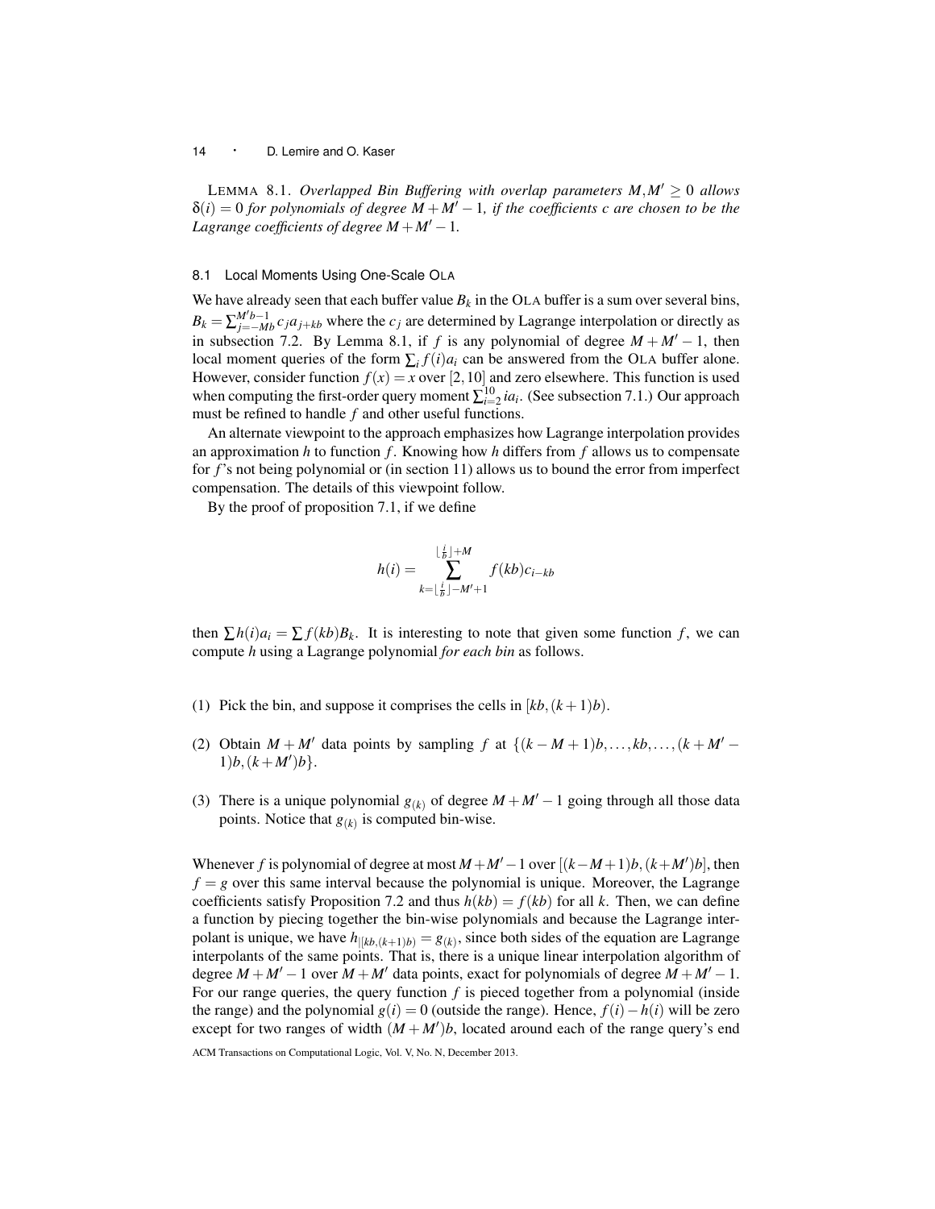LEMMA 8.1. *Overlapped Bin Buffering with overlap parameters $M, M' \geq 0$ allows $\delta(i) = 0$ for polynomials of degree $M + M' - 1$, if the coefficients $c$ are chosen to be the Lagrange coefficients of degree $M + M' - 1$.*

### 8.1 Local Moments Using One-Scale OLA

We have already seen that each buffer value $B_k$ in the OLA buffer is a sum over several bins, $B_k = \sum_{j=-Mb}^{M'b-1} c_j a_{j+kb}$ where the $c_j$ are determined by Lagrange interpolation or directly as in subsection 7.2. By Lemma 8.1, if $f$ is any polynomial of degree $M + M' - 1$, then local moment queries of the form $\sum_i f(i) a_i$ can be answered from the OLA buffer alone. However, consider function $f(x) = x$ over $[2, 10]$ and zero elsewhere. This function is used when computing the first-order query moment $\sum_{i=2}^{10} i a_i$. (See subsection 7.1.) Our approach must be refined to handle $f$ and other useful functions.

An alternate viewpoint to the approach emphasizes how Lagrange interpolation provides an approximation $h$ to function $f$. Knowing how $h$ differs from $f$ allows us to compensate for $f$'s not being polynomial or (in section 11) allows us to bound the error from imperfect compensation. The details of this viewpoint follow.

By the proof of proposition 7.1, if we define

$$h(i) = \sum_{k=\lfloor \frac{i}{b} \rfloor - M' + 1}^{\lfloor \frac{i}{b} \rfloor + M} f(kb) c_{i-kb}$$

then $\sum h(i) a_i = \sum f(kb) B_k$. It is interesting to note that given some function $f$, we can compute $h$ using a Lagrange polynomial *for each bin* as follows.

(1) Pick the bin, and suppose it comprises the cells in $[kb, (k+1)b)$.

(2) Obtain $M + M'$ data points by sampling $f$ at $\{(k - M + 1)b, \ldots, kb, \ldots, (k + M' - 1)b, (k + M')b\}$.

(3) There is a unique polynomial $g_{(k)}$ of degree $M + M' - 1$ going through all those data points. Notice that $g_{(k)}$ is computed bin-wise.

Whenever $f$ is polynomial of degree at most $M + M' - 1$ over $[(k - M + 1)b, (k + M')b]$, then $f = g$ over this same interval because the polynomial is unique. Moreover, the Lagrange coefficients satisfy Proposition 7.2 and thus $h(kb) = f(kb)$ for all $k$. Then, we can define a function by piecing together the bin-wise polynomials and because the Lagrange interpolant is unique, we have $h_{|[kb,(k+1)b)} = g_{(k)}$, since both sides of the equation are Lagrange interpolants of the same points. That is, there is a unique linear interpolation algorithm of degree $M + M' - 1$ over $M + M'$ data points, exact for polynomials of degree $M + M' - 1$. For our range queries, the query function $f$ is pieced together from a polynomial (inside the range) and the polynomial $g(i) = 0$ (outside the range). Hence, $f(i) - h(i)$ will be zero except for two ranges of width $(M + M')b$, located around each of the range query's end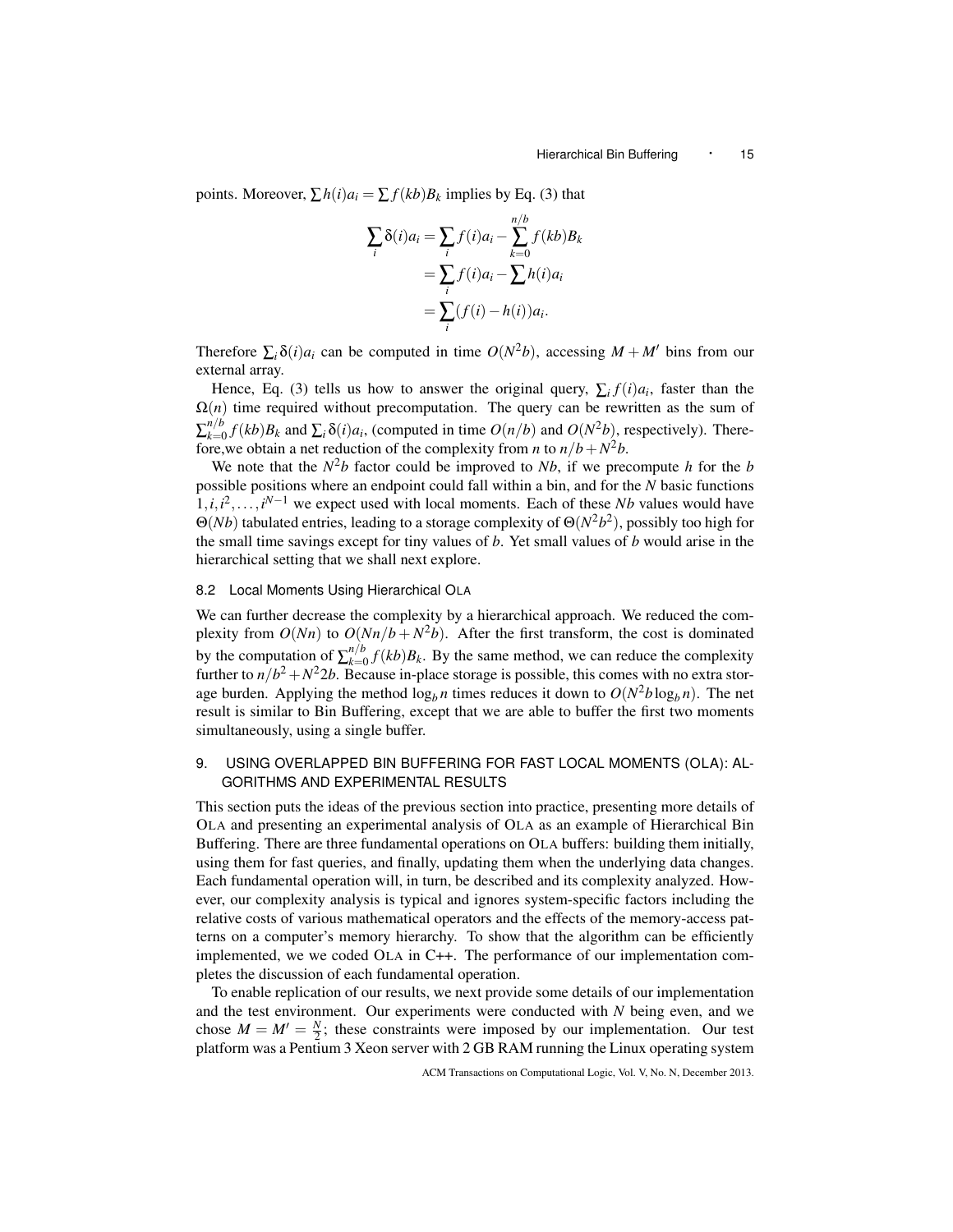points. Moreover, $\sum h(i)a_i = \sum f(kb)B_k$ implies by Eq. (3) that

$$
\begin{aligned}
\sum_i \delta(i)a_i &= \sum_i f(i)a_i - \sum_{k=0}^{n/b} f(kb)B_k \\
&= \sum_i f(i)a_i - \sum h(i)a_i \\
&= \sum_i (f(i) - h(i))a_i.
\end{aligned}
$$

Therefore $\sum_i \delta(i)a_i$ can be computed in time $O(N^2 b)$, accessing $M + M'$ bins from our external array.

Hence, Eq. (3) tells us how to answer the original query, $\sum_i f(i)a_i$, faster than the $\Omega(n)$ time required without precomputation. The query can be rewritten as the sum of $\sum_{k=0}^{n/b} f(kb)B_k$ and $\sum_i \delta(i)a_i$, (computed in time $O(n/b)$ and $O(N^2 b)$, respectively). Therefore,we obtain a net reduction of the complexity from $n$ to $n/b + N^2 b$.

We note that the $N^2 b$ factor could be improved to $Nb$, if we precompute $h$ for the $b$ possible positions where an endpoint could fall within a bin, and for the $N$ basic functions $1, i, i^2, \ldots, i^{N-1}$ we expect used with local moments. Each of these $Nb$ values would have $\Theta(Nb)$ tabulated entries, leading to a storage complexity of $\Theta(N^2 b^2)$, possibly too high for the small time savings except for tiny values of $b$. Yet small values of $b$ would arise in the hierarchical setting that we shall next explore.

### 8.2 Local Moments Using Hierarchical OLA

We can further decrease the complexity by a hierarchical approach. We reduced the complexity from $O(Nn)$ to $O(Nn/b + N^2 b)$. After the first transform, the cost is dominated by the computation of $\sum_{k=0}^{n/b} f(kb)B_k$. By the same method, we can reduce the complexity further to $n/b^2 + N^2 2b$. Because in-place storage is possible, this comes with no extra storage burden. Applying the method $\log_b n$ times reduces it down to $O(N^2 b \log_b n)$. The net result is similar to Bin Buffering, except that we are able to buffer the first two moments simultaneously, using a single buffer.

## 9. USING OVERLAPPED BIN BUFFERING FOR FAST LOCAL MOMENTS (OLA): ALGORITHMS AND EXPERIMENTAL RESULTS

This section puts the ideas of the previous section into practice, presenting more details of OLA and presenting an experimental analysis of OLA as an example of Hierarchical Bin Buffering. There are three fundamental operations on OLA buffers: building them initially, using them for fast queries, and finally, updating them when the underlying data changes. Each fundamental operation will, in turn, be described and its complexity analyzed. However, our complexity analysis is typical and ignores system-specific factors including the relative costs of various mathematical operators and the effects of the memory-access patterns on a computer's memory hierarchy. To show that the algorithm can be efficiently implemented, we we coded OLA in C++. The performance of our implementation completes the discussion of each fundamental operation.

To enable replication of our results, we next provide some details of our implementation and the test environment. Our experiments were conducted with $N$ being even, and we chose $M = M' = \frac{N}{2}$; these constraints were imposed by our implementation. Our test platform was a Pentium 3 Xeon server with 2 GB RAM running the Linux operating system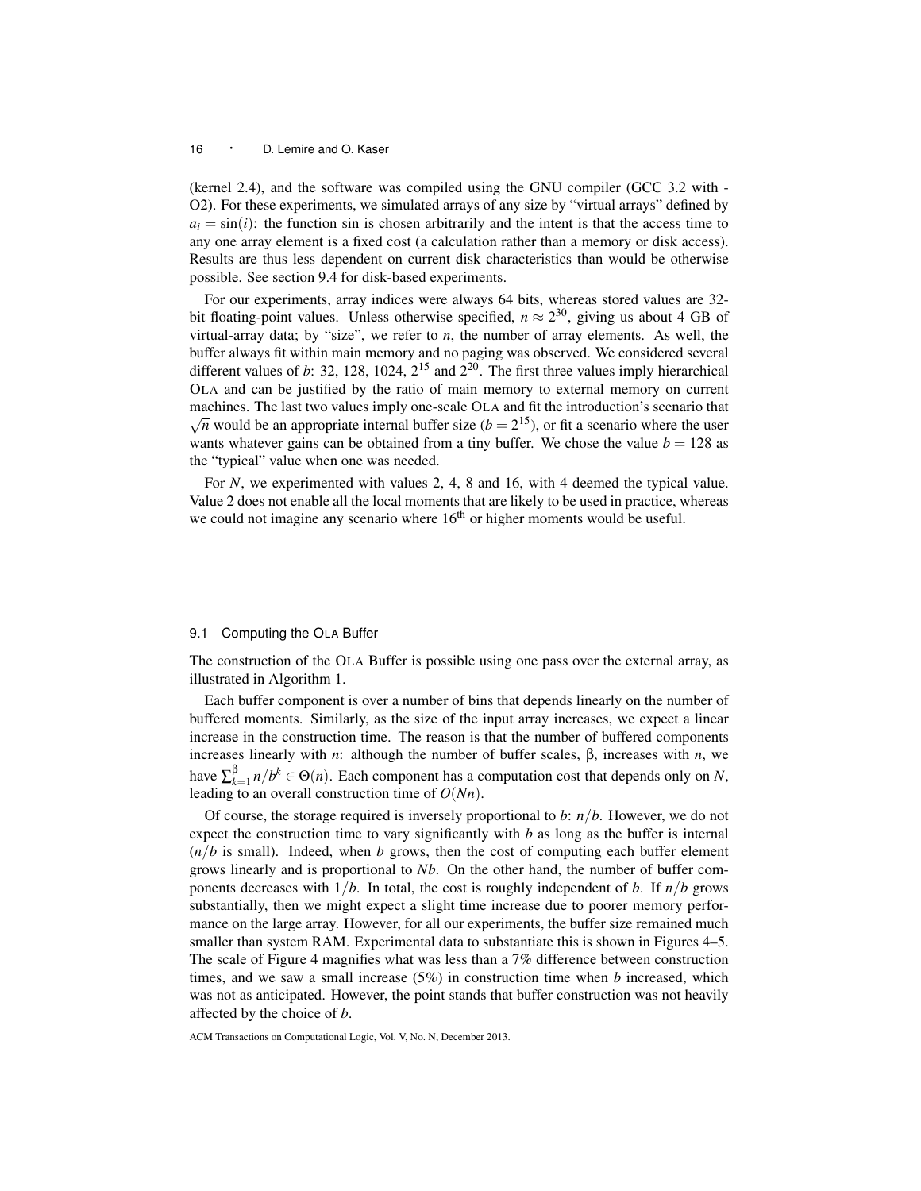(kernel 2.4), and the software was compiled using the GNU compiler (GCC 3.2 with -O2). For these experiments, we simulated arrays of any size by "virtual arrays" defined by $a_i = \sin(i)$: the function sin is chosen arbitrarily and the intent is that the access time to any one array element is a fixed cost (a calculation rather than a memory or disk access). Results are thus less dependent on current disk characteristics than would be otherwise possible. See section 9.4 for disk-based experiments.

For our experiments, array indices were always 64 bits, whereas stored values are 32-bit floating-point values. Unless otherwise specified, $n \approx 2^{30}$, giving us about 4 GB of virtual-array data; by "size", we refer to $n$, the number of array elements. As well, the buffer always fit within main memory and no paging was observed. We considered several different values of $b$: 32, 128, 1024, $2^{15}$ and $2^{20}$. The first three values imply hierarchical OLA and can be justified by the ratio of main memory to external memory on current machines. The last two values imply one-scale OLA and fit the introduction's scenario that $\sqrt{n}$ would be an appropriate internal buffer size ($b = 2^{15}$), or fit a scenario where the user wants whatever gains can be obtained from a tiny buffer. We chose the value $b = 128$ as the "typical" value when one was needed.

For $N$, we experimented with values 2, 4, 8 and 16, with 4 deemed the typical value. Value 2 does not enable all the local moments that are likely to be used in practice, whereas we could not imagine any scenario where $16^{\text{th}}$ or higher moments would be useful.

### 9.1 Computing the OLA Buffer

The construction of the OLA Buffer is possible using one pass over the external array, as illustrated in Algorithm 1.

Each buffer component is over a number of bins that depends linearly on the number of buffered moments. Similarly, as the size of the input array increases, we expect a linear increase in the construction time. The reason is that the number of buffered components increases linearly with $n$: although the number of buffer scales, $\beta$, increases with $n$, we have $\sum_{k=1}^{\beta} n/b^k \in \Theta(n)$. Each component has a computation cost that depends only on $N$, leading to an overall construction time of $O(Nn)$.

Of course, the storage required is inversely proportional to $b$: $n/b$. However, we do not expect the construction time to vary significantly with $b$ as long as the buffer is internal ($n/b$ is small). Indeed, when $b$ grows, then the cost of computing each buffer element grows linearly and is proportional to $Nb$. On the other hand, the number of buffer components decreases with $1/b$. In total, the cost is roughly independent of $b$. If $n/b$ grows substantially, then we might expect a slight time increase due to poorer memory performance on the large array. However, for all our experiments, the buffer size remained much smaller than system RAM. Experimental data to substantiate this is shown in Figures 4–5. The scale of Figure 4 magnifies what was less than a 7% difference between construction times, and we saw a small increase (5%) in construction time when $b$ increased, which was not as anticipated. However, the point stands that buffer construction was not heavily affected by the choice of $b$.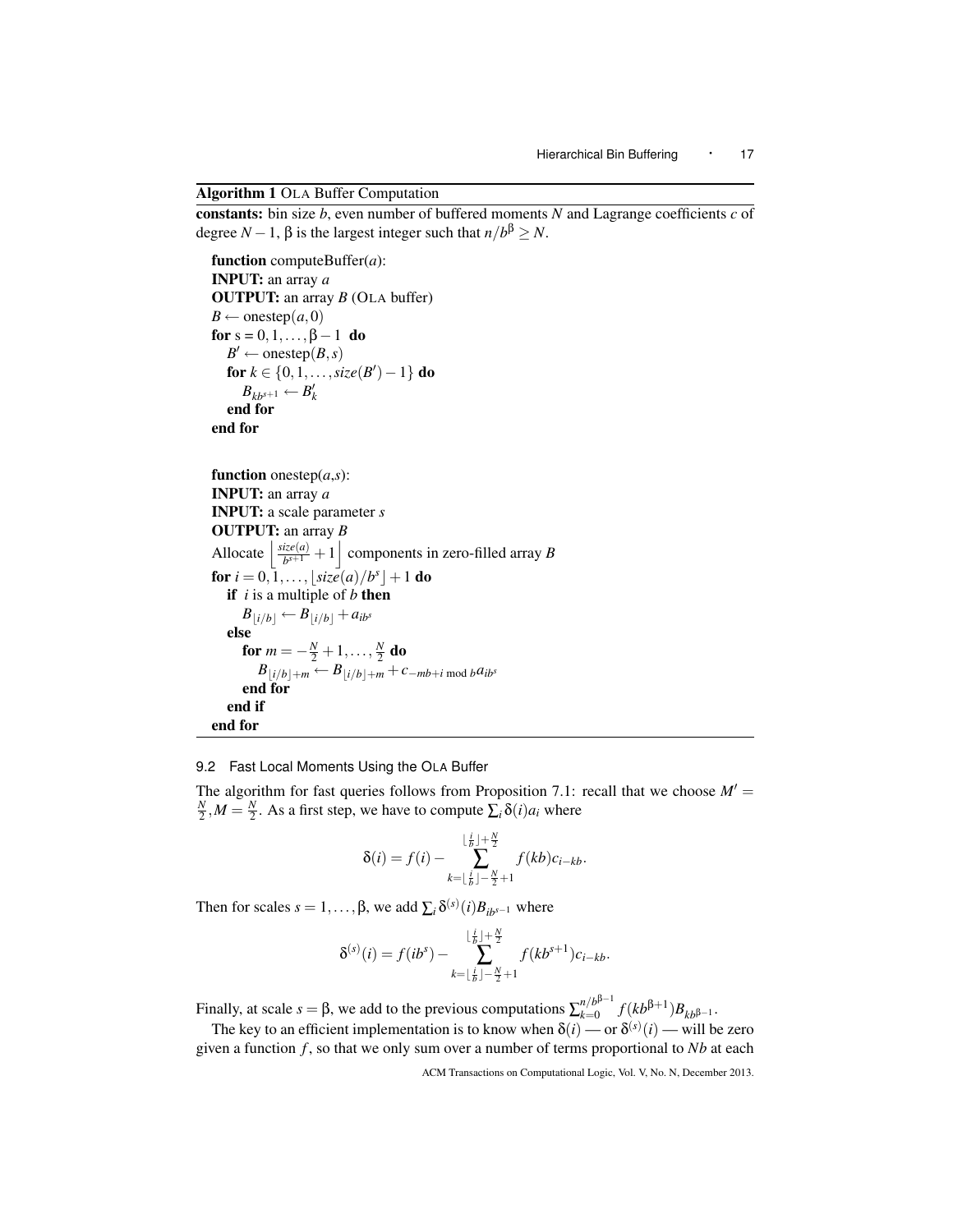**Algorithm 1** OLA Buffer Computation

**constants:** bin size $b$, even number of buffered moments $N$ and Lagrange coefficients $c$ of degree $N-1$, $\beta$ is the largest integer such that $n/b^\beta \geq N$.

```
function computeBuffer(a):
INPUT: an array a
OUTPUT: an array B (OLA buffer)
B ← onestep(a, 0)
for s = 0, 1, ..., β − 1 do
    B′ ← onestep(B, s)
    for k ∈ {0, 1, ..., size(B′) − 1} do
        B_{kb^{s+1}} ← B′_k
    end for
end for

function onestep(a,s):
INPUT: an array a
INPUT: a scale parameter s
OUTPUT: an array B
Allocate ⌊size(a)/b^{s+1} + 1⌋ components in zero-filled array B
for i = 0, 1, ..., ⌊size(a)/b^s⌋ + 1 do
    if i is a multiple of b then
        B_{⌊i/b⌋} ← B_{⌊i/b⌋} + a_{ib^s}
    else
        for m = −N/2 + 1, ..., N/2 do
            B_{⌊i/b⌋+m} ← B_{⌊i/b⌋+m} + c_{−mb+i mod b} a_{ib^s}
        end for
    end if
end for
```

## 9.2 Fast Local Moments Using the OLA Buffer

The algorithm for fast queries follows from Proposition 7.1: recall that we choose $M' = \frac{N}{2}, M = \frac{N}{2}$. As a first step, we have to compute $\sum_i \delta(i) a_i$ where

$$\delta(i) = f(i) - \sum_{k=\lfloor \frac{i}{b} \rfloor - \frac{N}{2}+1}^{\lfloor \frac{i}{b} \rfloor + \frac{N}{2}} f(kb) c_{i-kb}.$$

Then for scales $s = 1, \ldots, \beta$, we add $\sum_i \delta^{(s)}(i) B_{ib^{s-1}}$ where

$$\delta^{(s)}(i) = f(ib^s) - \sum_{k=\lfloor \frac{i}{b} \rfloor - \frac{N}{2}+1}^{\lfloor \frac{i}{b} \rfloor + \frac{N}{2}} f(kb^{s+1}) c_{i-kb}.$$

Finally, at scale $s = \beta$, we add to the previous computations $\sum_{k=0}^{n/b^{\beta-1}} f(kb^{\beta+1}) B_{kb^{\beta-1}}$.

The key to an efficient implementation is to know when $\delta(i)$ — or $\delta^{(s)}(i)$ — will be zero given a function $f$, so that we only sum over a number of terms proportional to $Nb$ at each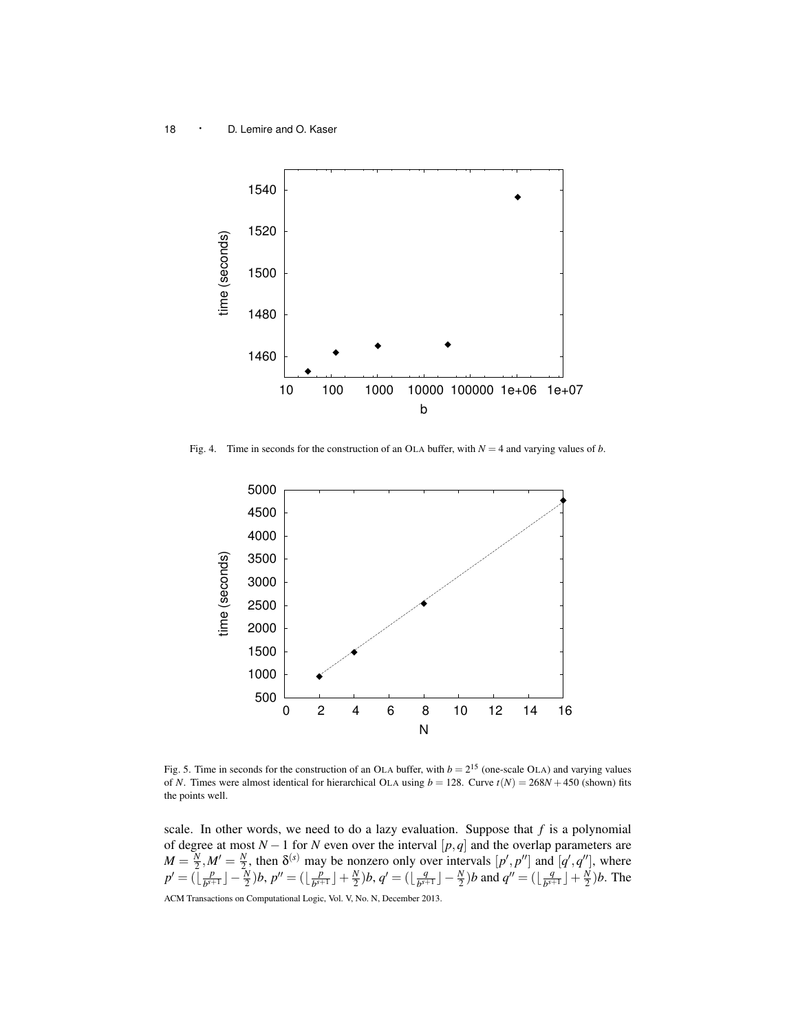Fig. 4. Time in seconds for the construction of an OLA buffer, with $N = 4$ and varying values of $b$.

Fig. 5. Time in seconds for the construction of an OLA buffer, with $b = 2^{15}$ (one-scale OLA) and varying values of $N$. Times were almost identical for hierarchical OLA using $b = 128$. Curve $t(N) = 268N + 450$ (shown) fits the points well.

scale. In other words, we need to do a lazy evaluation. Suppose that $f$ is a polynomial of degree at most $N-1$ for $N$ even over the interval $[p,q]$ and the overlap parameters are $M = \frac{N}{2}, M' = \frac{N}{2}$, then $\delta^{(s)}$ may be nonzero only over intervals $[p', p'']$ and $[q', q'']$, where $p' = (\lfloor \frac{p}{b^{s+1}} \rfloor - \frac{N}{2})b$, $p'' = (\lfloor \frac{p}{b^{s+1}} \rfloor + \frac{N}{2})b$, $q' = (\lfloor \frac{q}{b^{s+1}} \rfloor - \frac{N}{2})b$ and $q'' = (\lfloor \frac{q}{b^{s+1}} \rfloor + \frac{N}{2})b$. The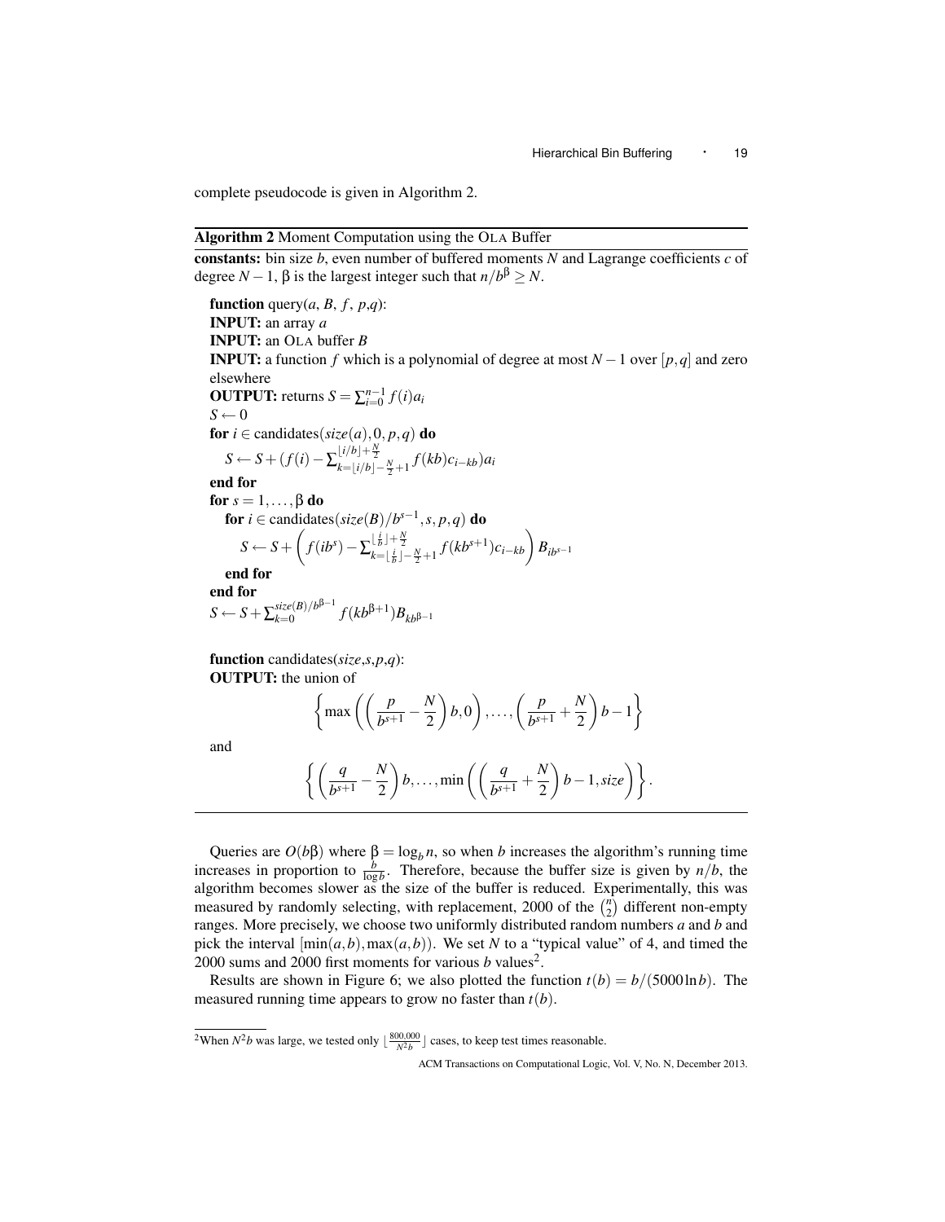complete pseudocode is given in Algorithm 2.

---

**Algorithm 2** Moment Computation using the OLA Buffer

---

**constants:** bin size $b$, even number of buffered moments $N$ and Lagrange coefficients $c$ of degree $N-1$, $\beta$ is the largest integer such that $n/b^{\beta} \geq N$.

**function** query($a$, $B$, $f$, $p$,$q$):
**INPUT:** an array $a$
**INPUT:** an OLA buffer $B$
**INPUT:** a function $f$ which is a polynomial of degree at most $N-1$ over $[p,q]$ and zero elsewhere
**OUTPUT:** returns $S = \sum_{i=0}^{n-1} f(i)a_i$
$S \leftarrow 0$
**for** $i \in$ candidates($size(a), 0, p, q$) **do**
  $S \leftarrow S + (f(i) - \sum_{k=\lfloor i/b \rfloor - \frac{N}{2}+1}^{\lfloor i/b \rfloor + \frac{N}{2}} f(kb)c_{i-kb})a_i$
**end for**
**for** $s = 1, \ldots, \beta$ **do**
  **for** $i \in$ candidates($size(B)/b^{s-1}, s, p, q$) **do**
    $S \leftarrow S + \left( f(ib^s) - \sum_{k=\lfloor \frac{i}{b} \rfloor - \frac{N}{2}+1}^{\lfloor \frac{i}{b} \rfloor + \frac{N}{2}} f(kb^{s+1})c_{i-kb} \right) B_{ib^{s-1}}$
  **end for**
**end for**
$S \leftarrow S + \sum_{k=0}^{size(B)/b^{\beta-1}} f(kb^{\beta+1})B_{kb^{\beta-1}}$

**function** candidates($size$,$s$,$p$,$q$):
**OUTPUT:** the union of

$$\left\{ \max\left( \left( \frac{p}{b^{s+1}} - \frac{N}{2} \right) b, 0 \right), \ldots, \left( \frac{p}{b^{s+1}} + \frac{N}{2} \right) b - 1 \right\}$$

and

$$\left\{ \left( \frac{q}{b^{s+1}} - \frac{N}{2} \right) b, \ldots, \min\left( \left( \frac{q}{b^{s+1}} + \frac{N}{2} \right) b - 1, size \right) \right\}.$$

---

Queries are $O(b\beta)$ where $\beta = \log_b n$, so when $b$ increases the algorithm's running time increases in proportion to $\frac{b}{\log b}$. Therefore, because the buffer size is given by $n/b$, the algorithm becomes slower as the size of the buffer is reduced. Experimentally, this was measured by randomly selecting, with replacement, 2000 of the $\binom{n}{2}$ different non-empty ranges. More precisely, we choose two uniformly distributed random numbers $a$ and $b$ and pick the interval $[\min(a,b), \max(a,b))$. We set $N$ to a "typical value" of 4, and timed the 2000 sums and 2000 first moments for various $b$ values[2].

Results are shown in Figure 6; we also plotted the function $t(b) = b/(5000 \ln b)$. The measured running time appears to grow no faster than $t(b)$.

[2]When $N^2b$ was large, we tested only $\lfloor \frac{800,000}{N^2b} \rfloor$ cases, to keep test times reasonable.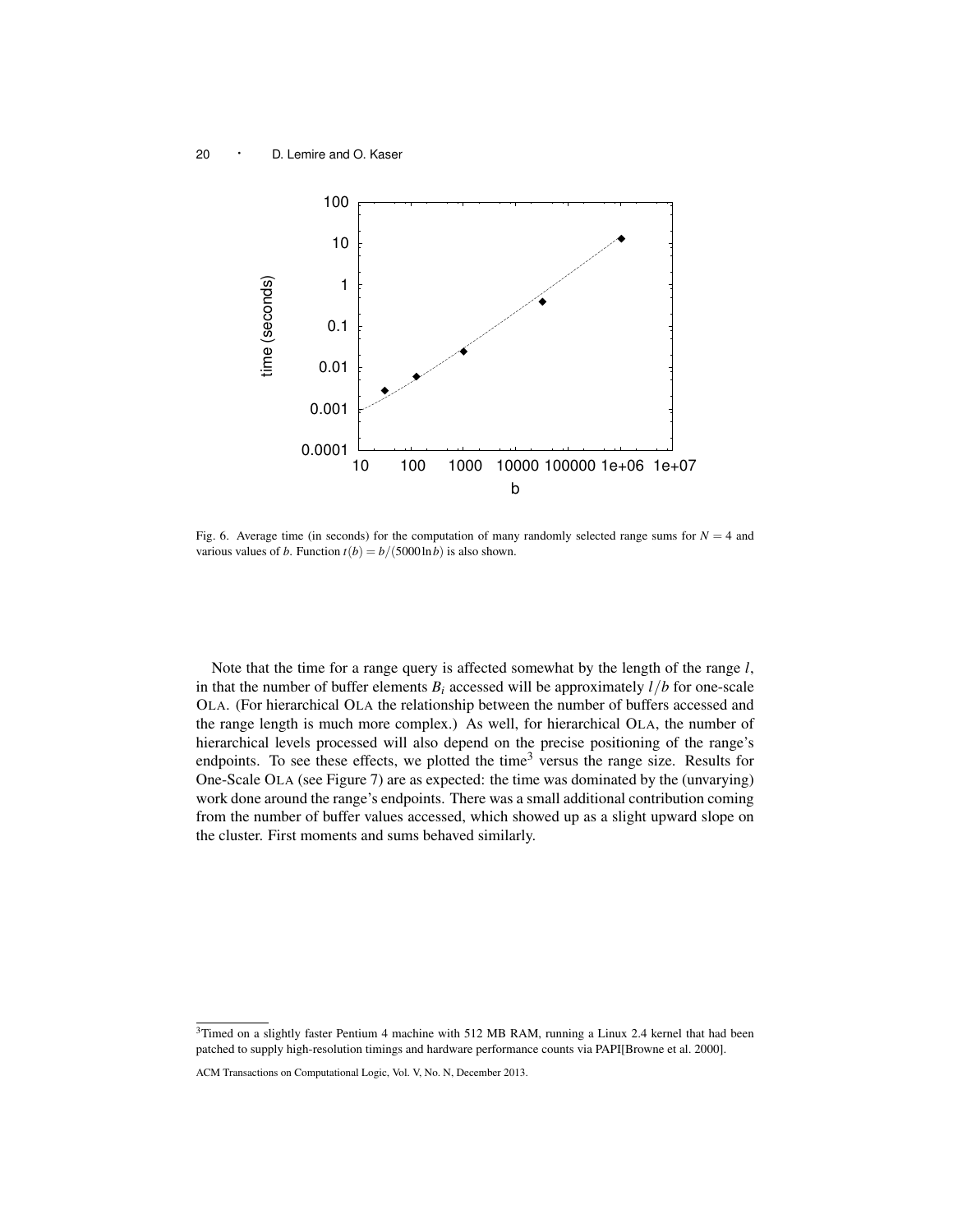Fig. 6. Average time (in seconds) for the computation of many randomly selected range sums for $N = 4$ and various values of $b$. Function $t(b) = b/(5000 \ln b)$ is also shown.

Note that the time for a range query is affected somewhat by the length of the range $l$, in that the number of buffer elements $B_i$ accessed will be approximately $l/b$ for one-scale OLA. (For hierarchical OLA the relationship between the number of buffers accessed and the range length is much more complex.) As well, for hierarchical OLA, the number of hierarchical levels processed will also depend on the precise positioning of the range's endpoints. To see these effects, we plotted the time[3] versus the range size. Results for One-Scale OLA (see Figure 7) are as expected: the time was dominated by the (unvarying) work done around the range's endpoints. There was a small additional contribution coming from the number of buffer values accessed, which showed up as a slight upward slope on the cluster. First moments and sums behaved similarly.

[3]Timed on a slightly faster Pentium 4 machine with 512 MB RAM, running a Linux 2.4 kernel that had been patched to supply high-resolution timings and hardware performance counts via PAPI[Browne et al. 2000].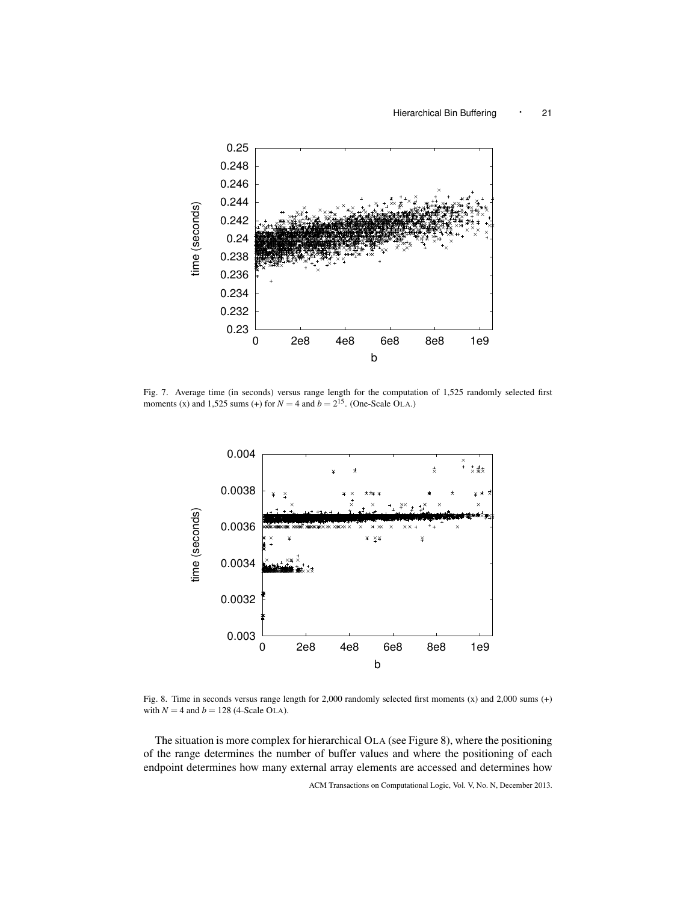Fig. 7. Average time (in seconds) versus range length for the computation of 1,525 randomly selected first moments (x) and 1,525 sums (+) for $N = 4$ and $b = 2^{15}$. (One-Scale OLA.)

Fig. 8. Time in seconds versus range length for 2,000 randomly selected first moments (x) and 2,000 sums (+) with $N = 4$ and $b = 128$ (4-Scale OLA).

The situation is more complex for hierarchical OLA (see Figure 8), where the positioning of the range determines the number of buffer values and where the positioning of each endpoint determines how many external array elements are accessed and determines how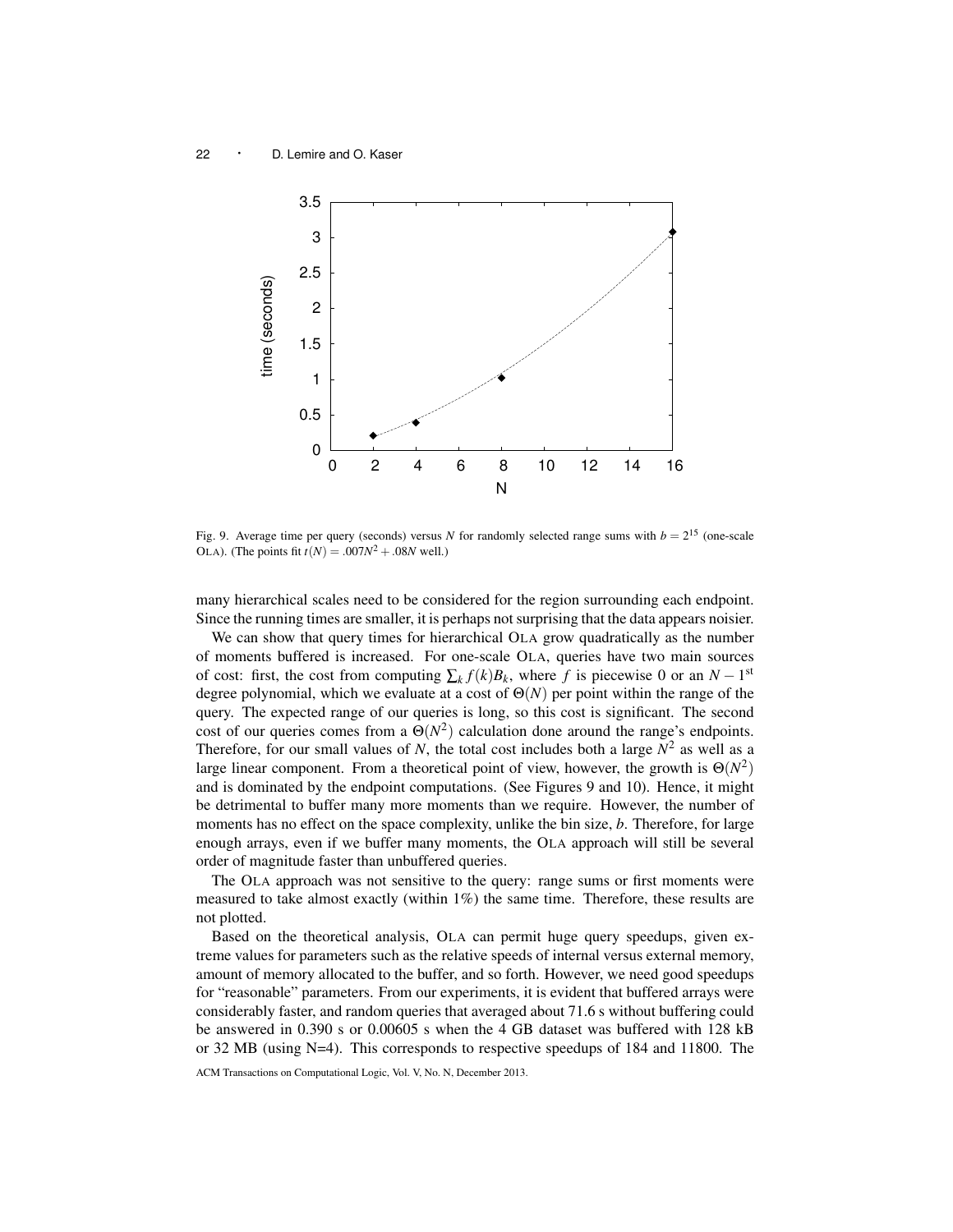Fig. 9. Average time per query (seconds) versus $N$ for randomly selected range sums with $b = 2^{15}$ (one-scale OLA). (The points fit $t(N) = .007N^2 + .08N$ well.)

many hierarchical scales need to be considered for the region surrounding each endpoint. Since the running times are smaller, it is perhaps not surprising that the data appears noisier.

We can show that query times for hierarchical OLA grow quadratically as the number of moments buffered is increased. For one-scale OLA, queries have two main sources of cost: first, the cost from computing $\sum_k f(k)B_k$, where $f$ is piecewise 0 or an $N-1^{\text{st}}$ degree polynomial, which we evaluate at a cost of $\Theta(N)$ per point within the range of the query. The expected range of our queries is long, so this cost is significant. The second cost of our queries comes from a $\Theta(N^2)$ calculation done around the range's endpoints. Therefore, for our small values of $N$, the total cost includes both a large $N^2$ as well as a large linear component. From a theoretical point of view, however, the growth is $\Theta(N^2)$ and is dominated by the endpoint computations. (See Figures 9 and 10). Hence, it might be detrimental to buffer many more moments than we require. However, the number of moments has no effect on the space complexity, unlike the bin size, $b$. Therefore, for large enough arrays, even if we buffer many moments, the OLA approach will still be several order of magnitude faster than unbuffered queries.

The OLA approach was not sensitive to the query: range sums or first moments were measured to take almost exactly (within 1%) the same time. Therefore, these results are not plotted.

Based on the theoretical analysis, OLA can permit huge query speedups, given extreme values for parameters such as the relative speeds of internal versus external memory, amount of memory allocated to the buffer, and so forth. However, we need good speedups for "reasonable" parameters. From our experiments, it is evident that buffered arrays were considerably faster, and random queries that averaged about 71.6 s without buffering could be answered in 0.390 s or 0.00605 s when the 4 GB dataset was buffered with 128 kB or 32 MB (using N=4). This corresponds to respective speedups of 184 and 11800. The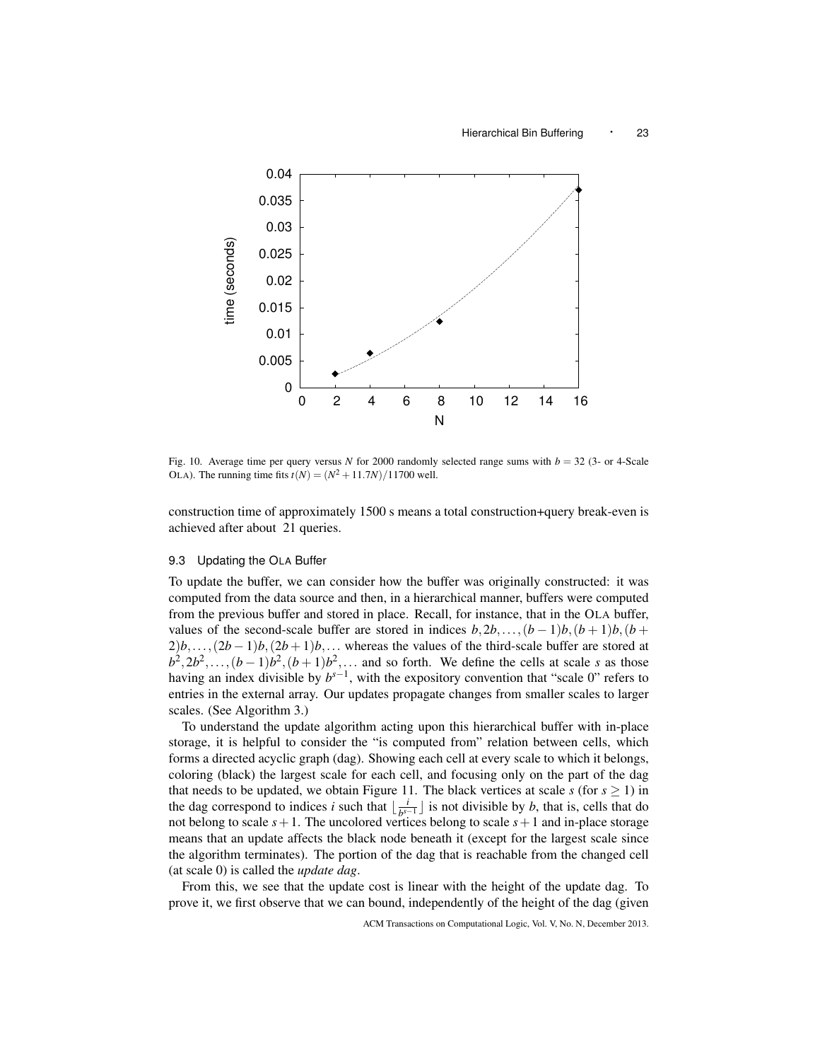Fig. 10. Average time per query versus $N$ for 2000 randomly selected range sums with $b = 32$ (3- or 4-Scale OLA). The running time fits $t(N) = (N^2 + 11.7N)/11700$ well.

construction time of approximately 1500 s means a total construction+query break-even is achieved after about 21 queries.

### 9.3 Updating the OLA Buffer

To update the buffer, we can consider how the buffer was originally constructed: it was computed from the data source and then, in a hierarchical manner, buffers were computed from the previous buffer and stored in place. Recall, for instance, that in the OLA buffer, values of the second-scale buffer are stored in indices $b, 2b, \ldots, (b-1)b, (b+1)b, (b+2)b, \ldots, (2b-1)b, (2b+1)b, \ldots$ whereas the values of the third-scale buffer are stored at $b^2, 2b^2, \ldots, (b-1)b^2, (b+1)b^2, \ldots$ and so forth. We define the cells at scale $s$ as those having an index divisible by $b^{s-1}$, with the expository convention that "scale 0" refers to entries in the external array. Our updates propagate changes from smaller scales to larger scales. (See Algorithm 3.)

To understand the update algorithm acting upon this hierarchical buffer with in-place storage, it is helpful to consider the "is computed from" relation between cells, which forms a directed acyclic graph (dag). Showing each cell at every scale to which it belongs, coloring (black) the largest scale for each cell, and focusing only on the part of the dag that needs to be updated, we obtain Figure 11. The black vertices at scale $s$ (for $s \geq 1$) in the dag correspond to indices $i$ such that $\lfloor \frac{i}{b^{s-1}} \rfloor$ is not divisible by $b$, that is, cells that do not belong to scale $s+1$. The uncolored vertices belong to scale $s+1$ and in-place storage means that an update affects the black node beneath it (except for the largest scale since the algorithm terminates). The portion of the dag that is reachable from the changed cell (at scale 0) is called the *update dag*.

From this, we see that the update cost is linear with the height of the update dag. To prove it, we first observe that we can bound, independently of the height of the dag (given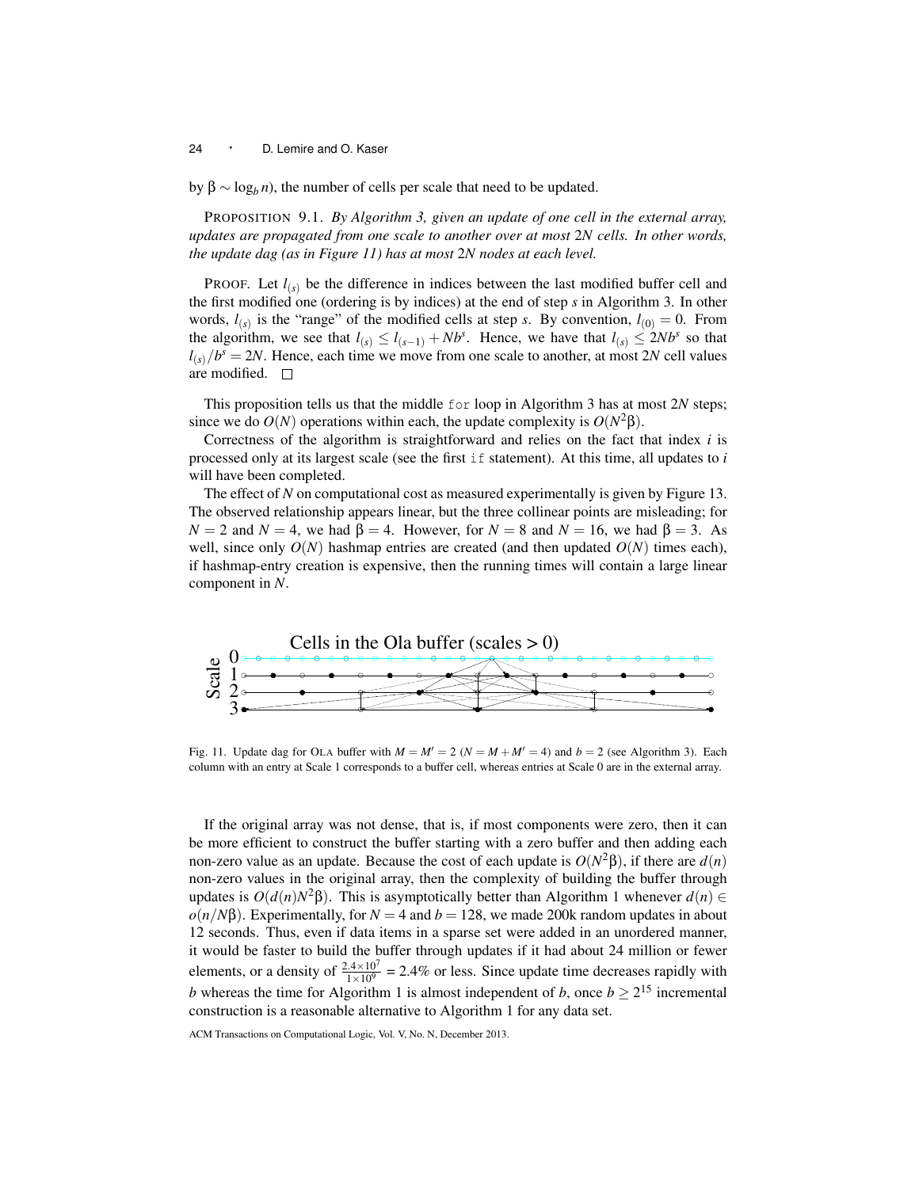by $\beta \sim \log_b n$), the number of cells per scale that need to be updated.

PROPOSITION 9.1. *By Algorithm 3, given an update of one cell in the external array, updates are propagated from one scale to another over at most* $2N$ *cells. In other words, the update dag (as in Figure 11) has at most* $2N$ *nodes at each level.*

PROOF. Let $l_{(s)}$ be the difference in indices between the last modified buffer cell and the first modified one (ordering is by indices) at the end of step $s$ in Algorithm 3. In other words, $l_{(s)}$ is the "range" of the modified cells at step $s$. By convention, $l_{(0)} = 0$. From the algorithm, we see that $l_{(s)} \leq l_{(s-1)} + Nb^s$. Hence, we have that $l_{(s)} \leq 2Nb^s$ so that $l_{(s)}/b^s = 2N$. Hence, each time we move from one scale to another, at most $2N$ cell values are modified. □

This proposition tells us that the middle `for` loop in Algorithm 3 has at most $2N$ steps; since we do $O(N)$ operations within each, the update complexity is $O(N^2\beta)$.

Correctness of the algorithm is straightforward and relies on the fact that index $i$ is processed only at its largest scale (see the first `if` statement). At this time, all updates to $i$ will have been completed.

The effect of $N$ on computational cost as measured experimentally is given by Figure 13. The observed relationship appears linear, but the three collinear points are misleading; for $N = 2$ and $N = 4$, we had $\beta = 4$. However, for $N = 8$ and $N = 16$, we had $\beta = 3$. As well, since only $O(N)$ hashmap entries are created (and then updated $O(N)$ times each), if hashmap-entry creation is expensive, then the running times will contain a large linear component in $N$.

Fig. 11. Update dag for OLA buffer with $M = M' = 2$ ($N = M + M' = 4$) and $b = 2$ (see Algorithm 3). Each column with an entry at Scale 1 corresponds to a buffer cell, whereas entries at Scale 0 are in the external array.

If the original array was not dense, that is, if most components were zero, then it can be more efficient to construct the buffer starting with a zero buffer and then adding each non-zero value as an update. Because the cost of each update is $O(N^2\beta)$, if there are $d(n)$ non-zero values in the original array, then the complexity of building the buffer through updates is $O(d(n)N^2\beta)$. This is asymptotically better than Algorithm 1 whenever $d(n) \in o(n/N\beta)$. Experimentally, for $N = 4$ and $b = 128$, we made 200k random updates in about 12 seconds. Thus, even if data items in a sparse set were added in an unordered manner, it would be faster to build the buffer through updates if it had about 24 million or fewer elements, or a density of $\frac{2.4\times10^7}{1\times10^9} = 2.4\%$ or less. Since update time decreases rapidly with $b$ whereas the time for Algorithm 1 is almost independent of $b$, once $b \geq 2^{15}$ incremental construction is a reasonable alternative to Algorithm 1 for any data set.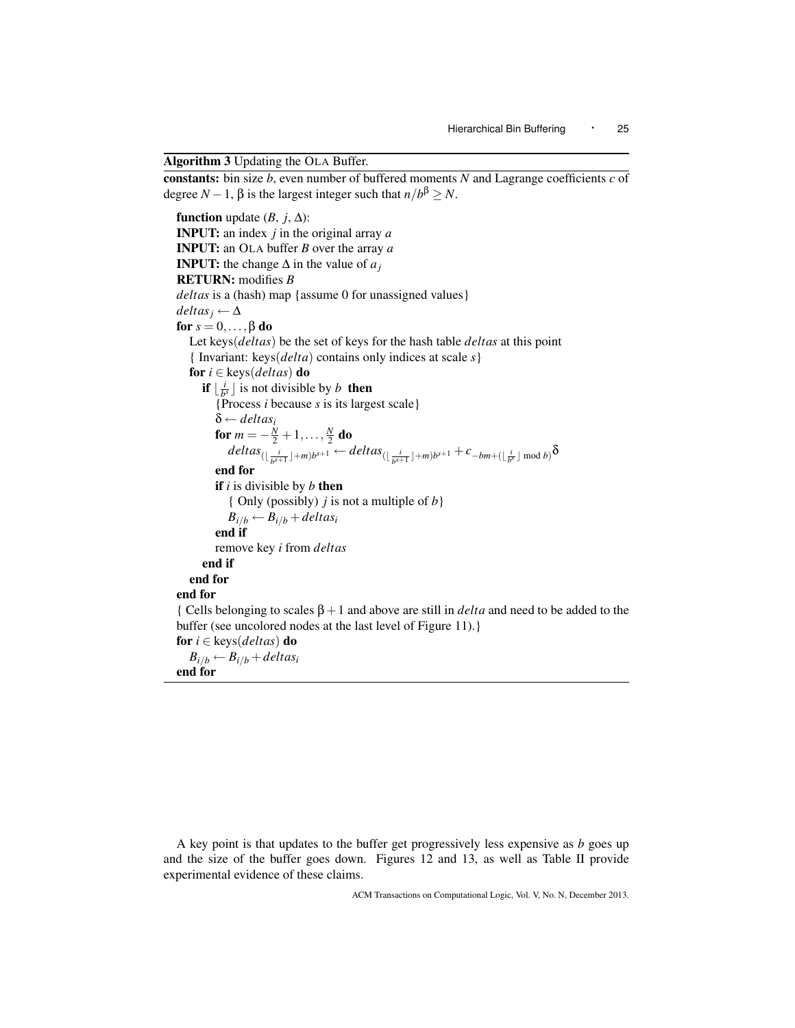**Algorithm 3** Updating the OLA Buffer.

**constants:** bin size $b$, even number of buffered moments $N$ and Lagrange coefficients $c$ of degree $N-1$, $\beta$ is the largest integer such that $n/b^{\beta} \geq N$.

**function** update ($B$, $j$, $\Delta$):
**INPUT:** an index $j$ in the original array $a$
**INPUT:** an OLA buffer $B$ over the array $a$
**INPUT:** the change $\Delta$ in the value of $a_j$
**RETURN:** modifies $B$
*deltas* is a (hash) map {assume 0 for unassigned values}
$deltas_j \leftarrow \Delta$
**for** $s = 0, \ldots, \beta$ **do**
  Let keys(*deltas*) be the set of keys for the hash table *deltas* at this point
  { Invariant: keys(*delta*) contains only indices at scale $s$}
  **for** $i \in$ keys(*deltas*) **do**
    **if** $\lfloor \frac{i}{b^s} \rfloor$ is not divisible by $b$ **then**
      {Process $i$ because $s$ is its largest scale}
      $\delta \leftarrow deltas_i$
      **for** $m = -\frac{N}{2}+1, \ldots, \frac{N}{2}$ **do**
        $deltas_{(\lfloor \frac{i}{b^{s+1}} \rfloor + m)b^{s+1}} \leftarrow deltas_{(\lfloor \frac{i}{b^{s+1}} \rfloor + m)b^{s+1}} + c_{-bm+(\lfloor \frac{i}{b^s} \rfloor \bmod b)}\delta$
      **end for**
      **if** $i$ is divisible by $b$ **then**
        { Only (possibly) $j$ is not a multiple of $b$}
        $B_{i/b} \leftarrow B_{i/b} + deltas_i$
      **end if**
      remove key $i$ from *deltas*
    **end if**
  **end for**
**end for**
{ Cells belonging to scales $\beta+1$ and above are still in *delta* and need to be added to the buffer (see uncolored nodes at the last level of Figure 11).}
**for** $i \in$ keys(*deltas*) **do**
  $B_{i/b} \leftarrow B_{i/b} + deltas_i$
**end for**

A key point is that updates to the buffer get progressively less expensive as $b$ goes up and the size of the buffer goes down. Figures 12 and 13, as well as Table II provide experimental evidence of these claims.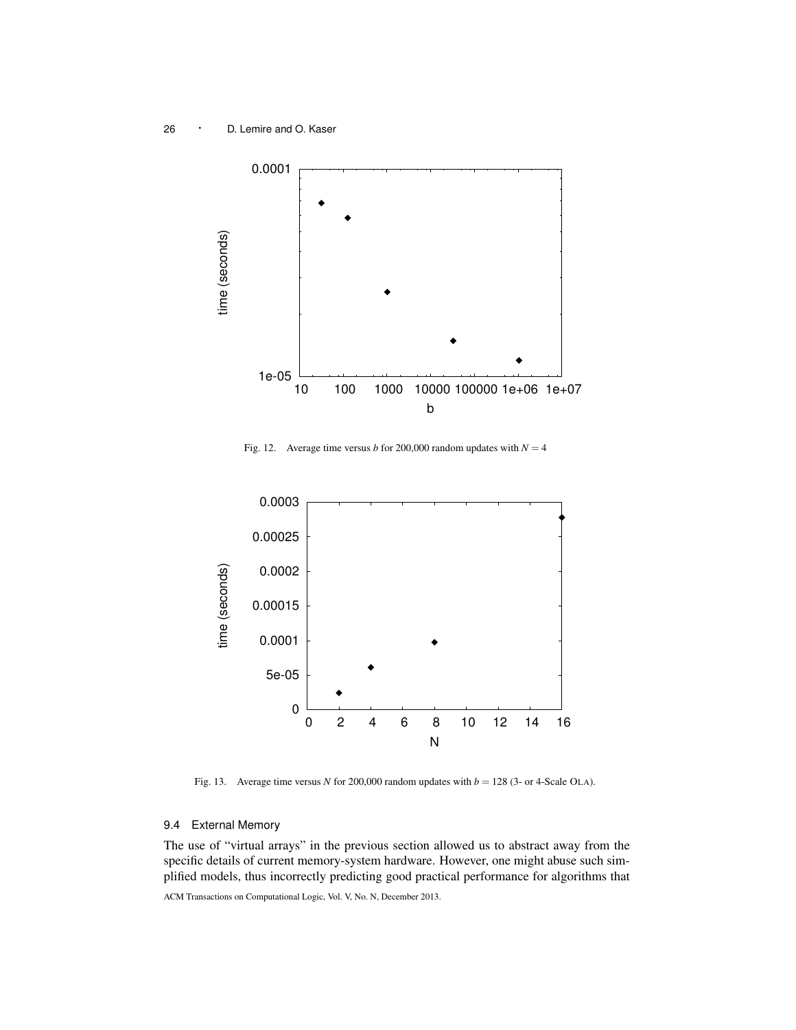Fig. 12. Average time versus $b$ for 200,000 random updates with $N = 4$

Fig. 13. Average time versus $N$ for 200,000 random updates with $b = 128$ (3- or 4-Scale OLA).

### 9.4 External Memory

The use of "virtual arrays" in the previous section allowed us to abstract away from the specific details of current memory-system hardware. However, one might abuse such simplified models, thus incorrectly predicting good practical performance for algorithms that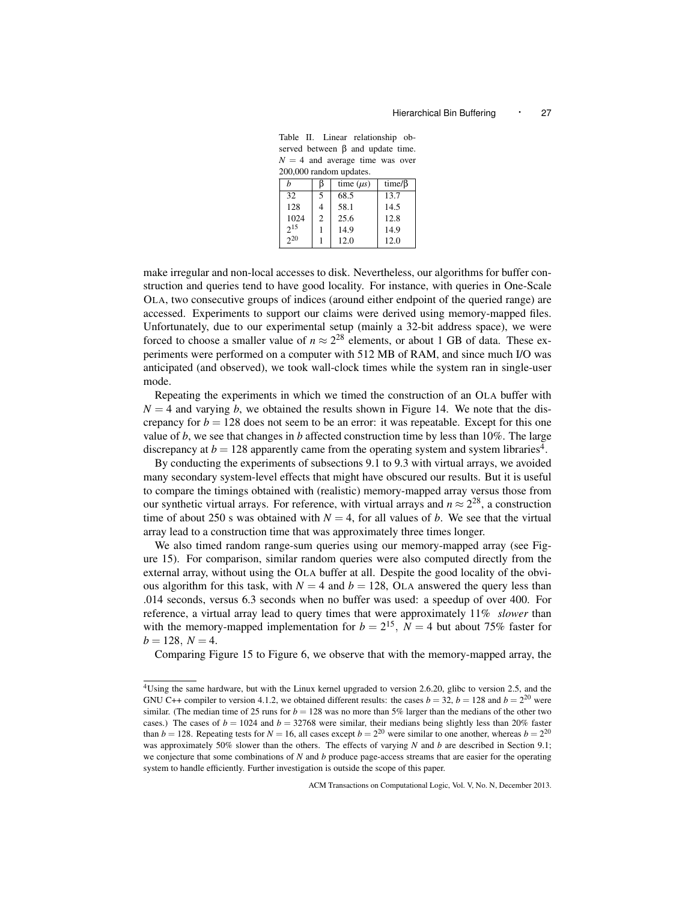Table II. Linear relationship observed between β and update time. $N = 4$ and average time was over 200,000 random updates.

| $b$ | β | time ($\mu s$) | time/β |
|---|---|---|---|
| 32 | 5 | 68.5 | 13.7 |
| 128 | 4 | 58.1 | 14.5 |
| 1024 | 2 | 25.6 | 12.8 |
| $2^{15}$ | 1 | 14.9 | 14.9 |
| $2^{20}$ | 1 | 12.0 | 12.0 |

make irregular and non-local accesses to disk. Nevertheless, our algorithms for buffer construction and queries tend to have good locality. For instance, with queries in One-Scale OLA, two consecutive groups of indices (around either endpoint of the queried range) are accessed. Experiments to support our claims were derived using memory-mapped files. Unfortunately, due to our experimental setup (mainly a 32-bit address space), we were forced to choose a smaller value of $n \approx 2^{28}$ elements, or about 1 GB of data. These experiments were performed on a computer with 512 MB of RAM, and since much I/O was anticipated (and observed), we took wall-clock times while the system ran in single-user mode.

Repeating the experiments in which we timed the construction of an OLA buffer with $N = 4$ and varying $b$, we obtained the results shown in Figure 14. We note that the discrepancy for $b = 128$ does not seem to be an error: it was repeatable. Except for this one value of $b$, we see that changes in $b$ affected construction time by less than 10%. The large discrepancy at $b = 128$ apparently came from the operating system and system libraries[4].

By conducting the experiments of subsections 9.1 to 9.3 with virtual arrays, we avoided many secondary system-level effects that might have obscured our results. But it is useful to compare the timings obtained with (realistic) memory-mapped array versus those from our synthetic virtual arrays. For reference, with virtual arrays and $n \approx 2^{28}$, a construction time of about 250 s was obtained with $N = 4$, for all values of $b$. We see that the virtual array lead to a construction time that was approximately three times longer.

We also timed random range-sum queries using our memory-mapped array (see Figure 15). For comparison, similar random queries were also computed directly from the external array, without using the OLA buffer at all. Despite the good locality of the obvious algorithm for this task, with $N = 4$ and $b = 128$, OLA answered the query less than .014 seconds, versus 6.3 seconds when no buffer was used: a speedup of over 400. For reference, a virtual array lead to query times that were approximately 11% *slower* than with the memory-mapped implementation for $b = 2^{15}$, $N = 4$ but about 75% faster for $b = 128$, $N = 4$.

Comparing Figure 15 to Figure 6, we observe that with the memory-mapped array, the

[4]Using the same hardware, but with the Linux kernel upgraded to version 2.6.20, glibc to version 2.5, and the GNU C++ compiler to version 4.1.2, we obtained different results: the cases $b = 32$, $b = 128$ and $b = 2^{20}$ were similar. (The median time of 25 runs for $b = 128$ was no more than 5% larger than the medians of the other two cases.) The cases of $b = 1024$ and $b = 32768$ were similar, their medians being slightly less than 20% faster than $b = 128$. Repeating tests for $N = 16$, all cases except $b = 2^{20}$ were similar to one another, whereas $b = 2^{20}$ was approximately 50% slower than the others. The effects of varying $N$ and $b$ are described in Section 9.1; we conjecture that some combinations of $N$ and $b$ produce page-access streams that are easier for the operating system to handle efficiently. Further investigation is outside the scope of this paper.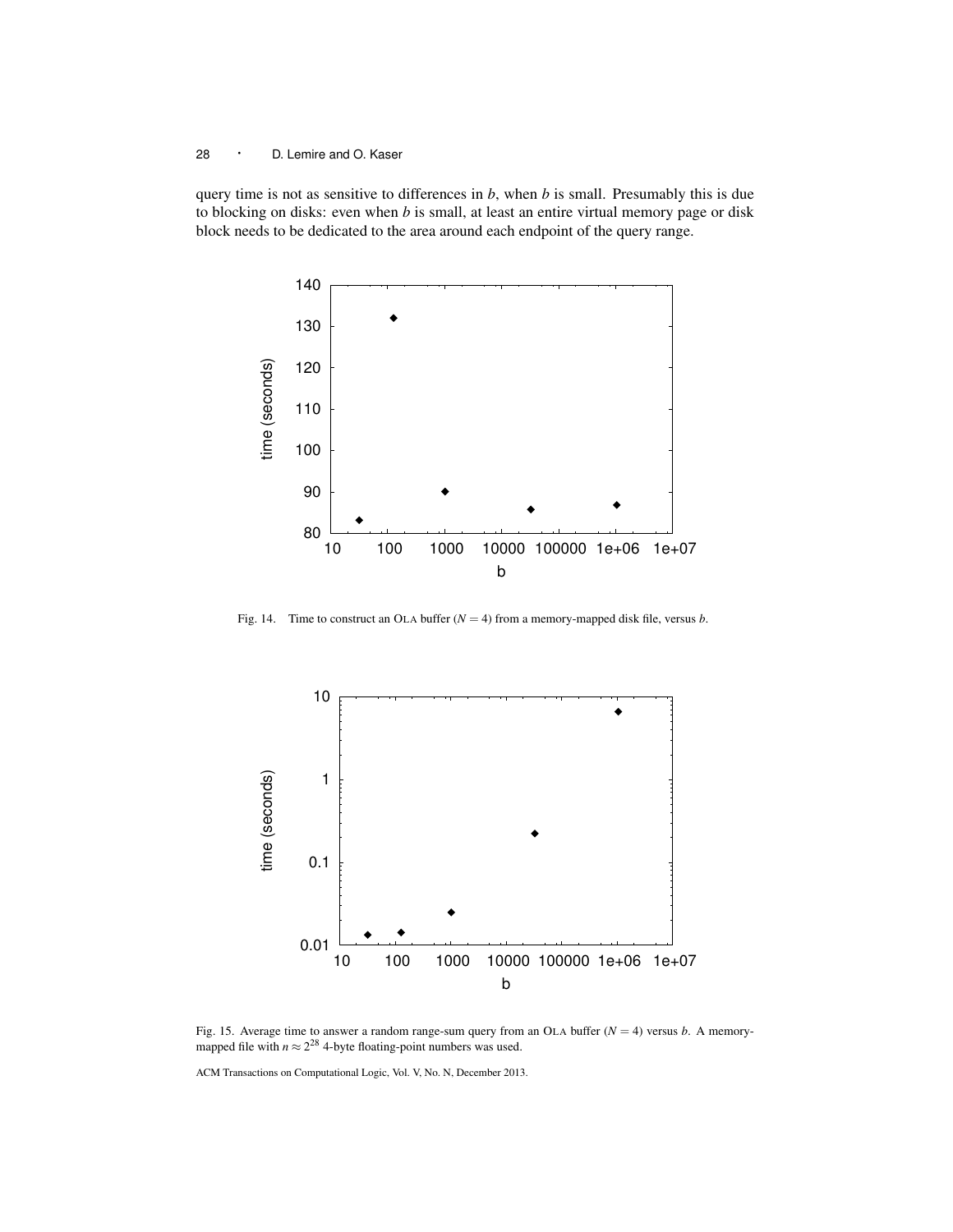query time is not as sensitive to differences in $b$, when $b$ is small. Presumably this is due to blocking on disks: even when $b$ is small, at least an entire virtual memory page or disk block needs to be dedicated to the area around each endpoint of the query range.

Fig. 14. Time to construct an OLA buffer ($N = 4$) from a memory-mapped disk file, versus $b$.

Fig. 15. Average time to answer a random range-sum query from an OLA buffer ($N = 4$) versus $b$. A memory-mapped file with $n \approx 2^{28}$ 4-byte floating-point numbers was used.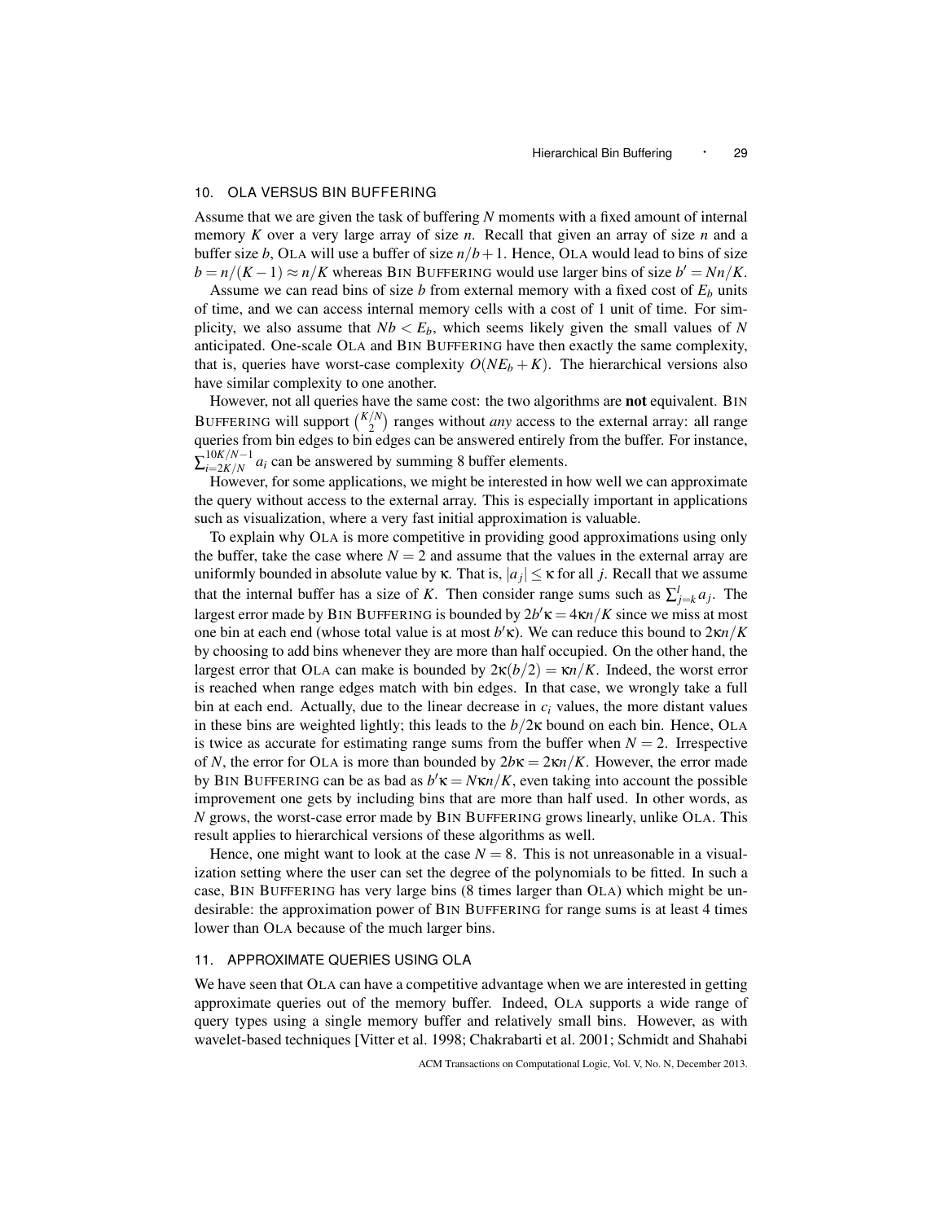## 10. OLA VERSUS BIN BUFFERING

Assume that we are given the task of buffering $N$ moments with a fixed amount of internal memory $K$ over a very large array of size $n$. Recall that given an array of size $n$ and a buffer size $b$, OLA will use a buffer of size $n/b+1$. Hence, OLA would lead to bins of size $b = n/(K-1) \approx n/K$ whereas BIN BUFFERING would use larger bins of size $b' = Nn/K$.

Assume we can read bins of size $b$ from external memory with a fixed cost of $E_b$ units of time, and we can access internal memory cells with a cost of 1 unit of time. For simplicity, we also assume that $Nb < E_b$, which seems likely given the small values of $N$ anticipated. One-scale OLA and BIN BUFFERING have then exactly the same complexity, that is, queries have worst-case complexity $O(NE_b + K)$. The hierarchical versions also have similar complexity to one another.

However, not all queries have the same cost: the two algorithms are **not** equivalent. BIN BUFFERING will support $\binom{K/N}{2}$ ranges without *any* access to the external array: all range queries from bin edges to bin edges can be answered entirely from the buffer. For instance, $\sum_{i=2K/N}^{10K/N-1} a_i$ can be answered by summing 8 buffer elements.

However, for some applications, we might be interested in how well we can approximate the query without access to the external array. This is especially important in applications such as visualization, where a very fast initial approximation is valuable.

To explain why OLA is more competitive in providing good approximations using only the buffer, take the case where $N = 2$ and assume that the values in the external array are uniformly bounded in absolute value by $\kappa$. That is, $|a_j| \leq \kappa$ for all $j$. Recall that we assume that the internal buffer has a size of $K$. Then consider range sums such as $\sum_{j=k}^{l} a_j$. The largest error made by BIN BUFFERING is bounded by $2b'\kappa = 4\kappa n/K$ since we miss at most one bin at each end (whose total value is at most $b'\kappa$). We can reduce this bound to $2\kappa n/K$ by choosing to add bins whenever they are more than half occupied. On the other hand, the largest error that OLA can make is bounded by $2\kappa(b/2) = \kappa n/K$. Indeed, the worst error is reached when range edges match with bin edges. In that case, we wrongly take a full bin at each end. Actually, due to the linear decrease in $c_i$ values, the more distant values in these bins are weighted lightly; this leads to the $b/2\kappa$ bound on each bin. Hence, OLA is twice as accurate for estimating range sums from the buffer when $N = 2$. Irrespective of $N$, the error for OLA is more than bounded by $2b\kappa = 2\kappa n/K$. However, the error made by BIN BUFFERING can be as bad as $b'\kappa = N\kappa n/K$, even taking into account the possible improvement one gets by including bins that are more than half used. In other words, as $N$ grows, the worst-case error made by BIN BUFFERING grows linearly, unlike OLA. This result applies to hierarchical versions of these algorithms as well.

Hence, one might want to look at the case $N = 8$. This is not unreasonable in a visualization setting where the user can set the degree of the polynomials to be fitted. In such a case, BIN BUFFERING has very large bins (8 times larger than OLA) which might be undesirable: the approximation power of BIN BUFFERING for range sums is at least 4 times lower than OLA because of the much larger bins.

## 11. APPROXIMATE QUERIES USING OLA

We have seen that OLA can have a competitive advantage when we are interested in getting approximate queries out of the memory buffer. Indeed, OLA supports a wide range of query types using a single memory buffer and relatively small bins. However, as with wavelet-based techniques [Vitter et al. 1998; Chakrabarti et al. 2001; Schmidt and Shahabi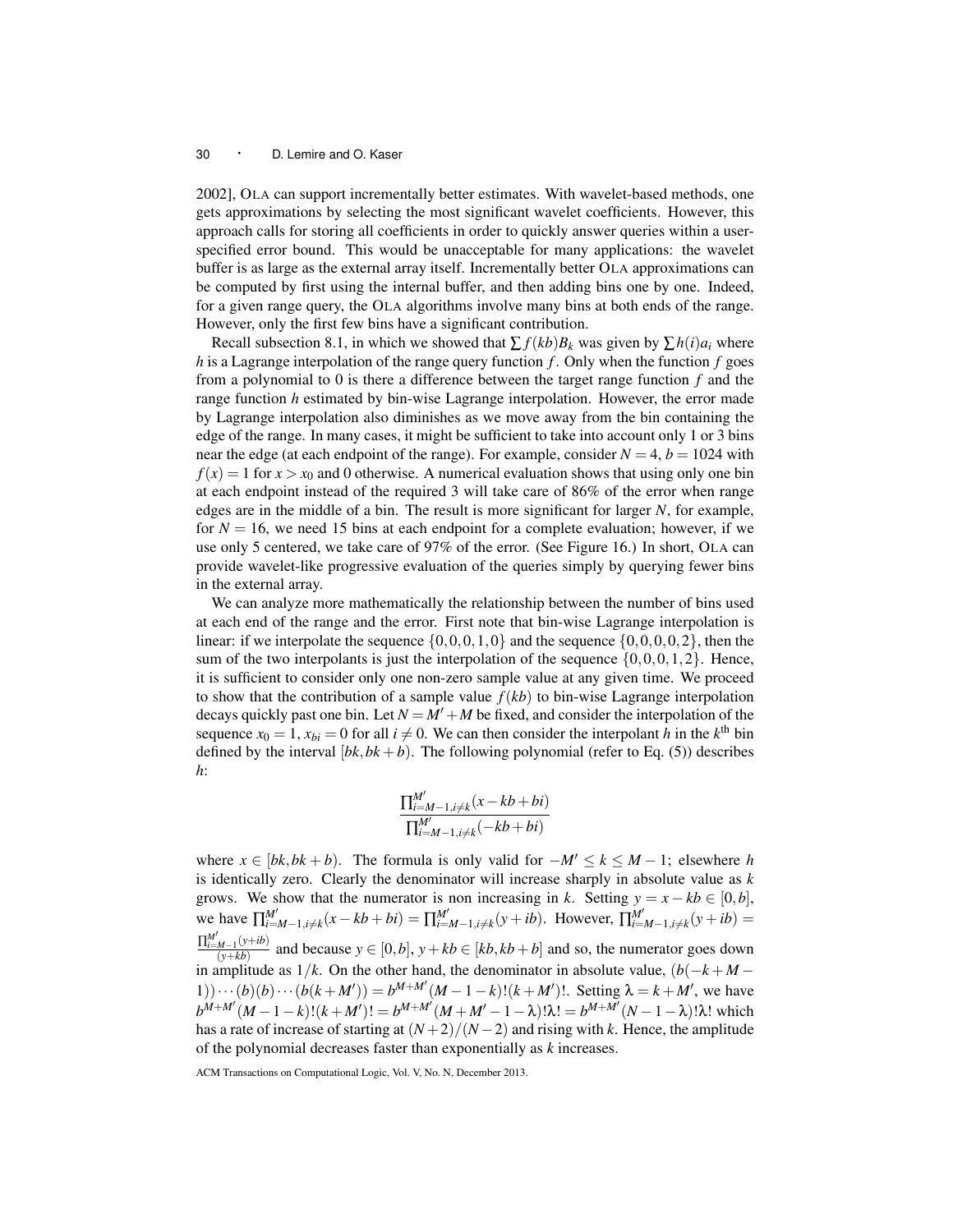2002], OLA can support incrementally better estimates. With wavelet-based methods, one gets approximations by selecting the most significant wavelet coefficients. However, this approach calls for storing all coefficients in order to quickly answer queries within a user-specified error bound. This would be unacceptable for many applications: the wavelet buffer is as large as the external array itself. Incrementally better OLA approximations can be computed by first using the internal buffer, and then adding bins one by one. Indeed, for a given range query, the OLA algorithms involve many bins at both ends of the range. However, only the first few bins have a significant contribution.

Recall subsection 8.1, in which we showed that $\sum f(kb)B_k$ was given by $\sum h(i)a_i$ where $h$ is a Lagrange interpolation of the range query function $f$. Only when the function $f$ goes from a polynomial to 0 is there a difference between the target range function $f$ and the range function $h$ estimated by bin-wise Lagrange interpolation. However, the error made by Lagrange interpolation also diminishes as we move away from the bin containing the edge of the range. In many cases, it might be sufficient to take into account only 1 or 3 bins near the edge (at each endpoint of the range). For example, consider $N = 4$, $b = 1024$ with $f(x) = 1$ for $x > x_0$ and 0 otherwise. A numerical evaluation shows that using only one bin at each endpoint instead of the required 3 will take care of 86% of the error when range edges are in the middle of a bin. The result is more significant for larger $N$, for example, for $N = 16$, we need 15 bins at each endpoint for a complete evaluation; however, if we use only 5 centered, we take care of 97% of the error. (See Figure 16.) In short, OLA can provide wavelet-like progressive evaluation of the queries simply by querying fewer bins in the external array.

We can analyze more mathematically the relationship between the number of bins used at each end of the range and the error. First note that bin-wise Lagrange interpolation is linear: if we interpolate the sequence $\{0,0,0,1,0\}$ and the sequence $\{0,0,0,0,2\}$, then the sum of the two interpolants is just the interpolation of the sequence $\{0,0,0,1,2\}$. Hence, it is sufficient to consider only one non-zero sample value at any given time. We proceed to show that the contribution of a sample value $f(kb)$ to bin-wise Lagrange interpolation decays quickly past one bin. Let $N = M' + M$ be fixed, and consider the interpolation of the sequence $x_0 = 1$, $x_{bi} = 0$ for all $i \neq 0$. We can then consider the interpolant $h$ in the $k^{\text{th}}$ bin defined by the interval $[bk, bk+b)$. The following polynomial (refer to Eq. (5)) describes $h$:

$$\frac{\prod_{i=M-1, i\neq k}^{M'}(x - kb + bi)}{\prod_{i=M-1, i\neq k}^{M'}(-kb + bi)}$$

where $x \in [bk, bk+b)$. The formula is only valid for $-M' \leq k \leq M-1$; elsewhere $h$ is identically zero. Clearly the denominator will increase sharply in absolute value as $k$ grows. We show that the numerator is non increasing in $k$. Setting $y = x - kb \in [0,b]$, we have $\prod_{i=M-1, i\neq k}^{M'}(x - kb + bi) = \prod_{i=M-1, i\neq k}^{M'}(y + ib)$. However, $\prod_{i=M-1, i\neq k}^{M'}(y+ib) = \frac{\prod_{i=M-1}^{M'}(y+ib)}{(y+kb)}$ and because $y \in [0,b]$, $y + kb \in [kb, kb+b]$ and so, the numerator goes down in amplitude as $1/k$. On the other hand, the denominator in absolute value, $(b(-k+M-1))\cdots(b)(b)\cdots(b(k+M')) = b^{M+M'}(M-1-k)!(k+M')!$. Setting $\lambda = k + M'$, we have $b^{M+M'}(M-1-k)!(k+M')! = b^{M+M'}(M+M'-1-\lambda)!\lambda! = b^{M+M'}(N-1-\lambda)!\lambda!$ which has a rate of increase of starting at $(N+2)/(N-2)$ and rising with $k$. Hence, the amplitude of the polynomial decreases faster than exponentially as $k$ increases.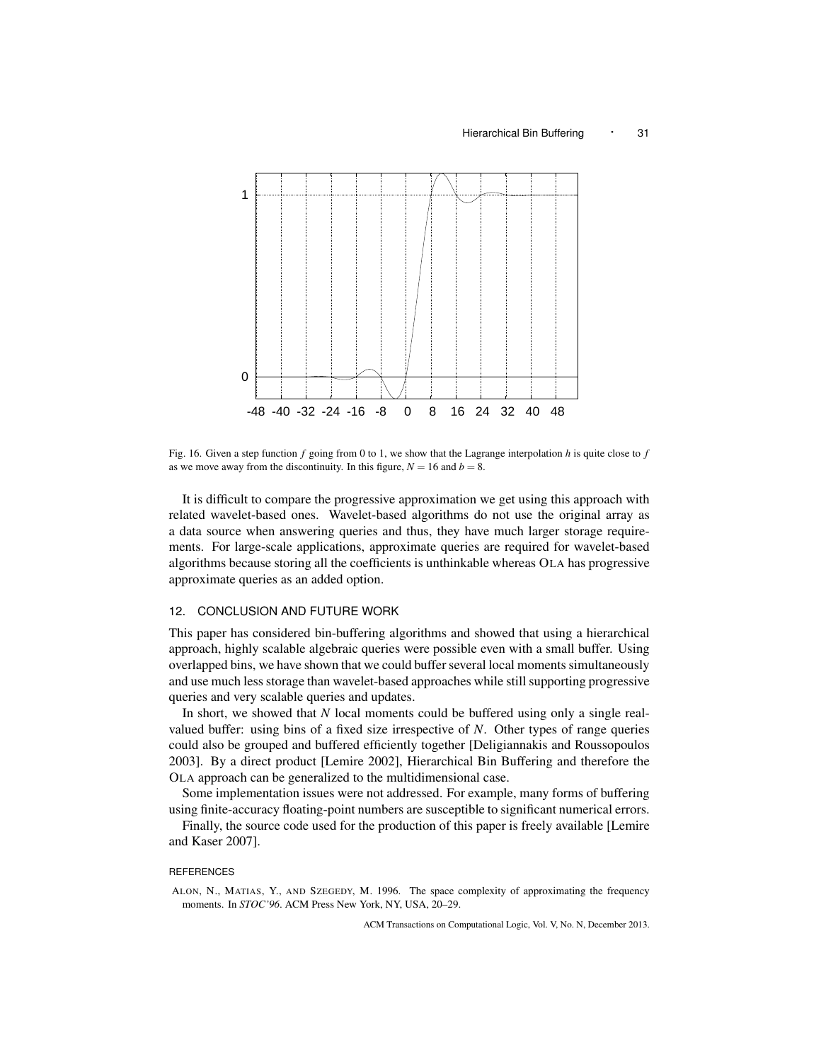Fig. 16. Given a step function $f$ going from 0 to 1, we show that the Lagrange interpolation $h$ is quite close to $f$ as we move away from the discontinuity. In this figure, $N = 16$ and $b = 8$.

It is difficult to compare the progressive approximation we get using this approach with related wavelet-based ones. Wavelet-based algorithms do not use the original array as a data source when answering queries and thus, they have much larger storage requirements. For large-scale applications, approximate queries are required for wavelet-based algorithms because storing all the coefficients is unthinkable whereas OLA has progressive approximate queries as an added option.

## 12. CONCLUSION AND FUTURE WORK

This paper has considered bin-buffering algorithms and showed that using a hierarchical approach, highly scalable algebraic queries were possible even with a small buffer. Using overlapped bins, we have shown that we could buffer several local moments simultaneously and use much less storage than wavelet-based approaches while still supporting progressive queries and very scalable queries and updates.

In short, we showed that $N$ local moments could be buffered using only a single real-valued buffer: using bins of a fixed size irrespective of $N$. Other types of range queries could also be grouped and buffered efficiently together [Deligiannakis and Roussopoulos 2003]. By a direct product [Lemire 2002], Hierarchical Bin Buffering and therefore the OLA approach can be generalized to the multidimensional case.

Some implementation issues were not addressed. For example, many forms of buffering using finite-accuracy floating-point numbers are susceptible to significant numerical errors.

Finally, the source code used for the production of this paper is freely available [Lemire and Kaser 2007].

### REFERENCES

ALON, N., MATIAS, Y., AND SZEGEDY, M. 1996. The space complexity of approximating the frequency moments. In *STOC'96*. ACM Press New York, NY, USA, 20–29.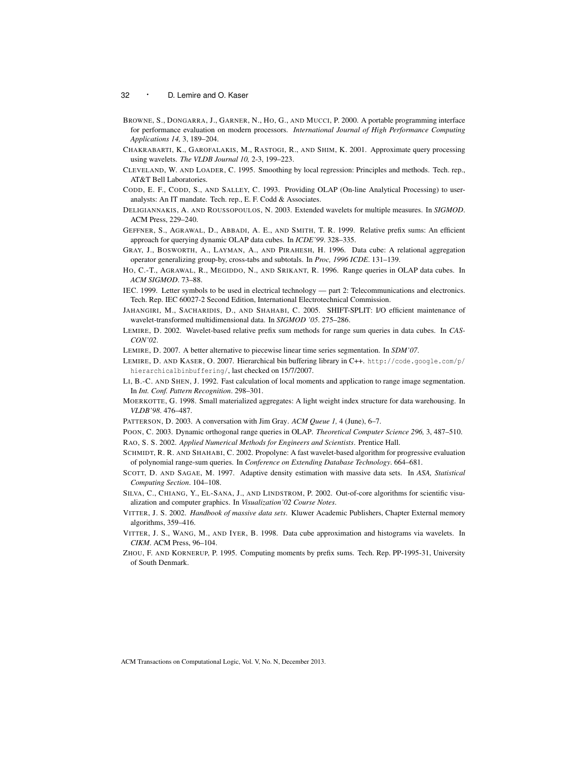BROWNE, S., DONGARRA, J., GARNER, N., HO, G., AND MUCCI, P. 2000. A portable programming interface for performance evaluation on modern processors. *International Journal of High Performance Computing Applications 14,* 3, 189–204.

CHAKRABARTI, K., GAROFALAKIS, M., RASTOGI, R., AND SHIM, K. 2001. Approximate query processing using wavelets. *The VLDB Journal 10,* 2-3, 199–223.

CLEVELAND, W. AND LOADER, C. 1995. Smoothing by local regression: Principles and methods. Tech. rep., AT&T Bell Laboratories.

CODD, E. F., CODD, S., AND SALLEY, C. 1993. Providing OLAP (On-line Analytical Processing) to user-analysts: An IT mandate. Tech. rep., E. F. Codd & Associates.

DELIGIANNAKIS, A. AND ROUSSOPOULOS, N. 2003. Extended wavelets for multiple measures. In *SIGMOD*. ACM Press, 229–240.

GEFFNER, S., AGRAWAL, D., ABBADI, A. E., AND SMITH, T. R. 1999. Relative prefix sums: An efficient approach for querying dynamic OLAP data cubes. In *ICDE'99*. 328–335.

GRAY, J., BOSWORTH, A., LAYMAN, A., AND PIRAHESH, H. 1996. Data cube: A relational aggregation operator generalizing group-by, cross-tabs and subtotals. In *Proc, 1996 ICDE*. 131–139.

HO, C.-T., AGRAWAL, R., MEGIDDO, N., AND SRIKANT, R. 1996. Range queries in OLAP data cubes. In *ACM SIGMOD*. 73–88.

IEC. 1999. Letter symbols to be used in electrical technology — part 2: Telecommunications and electronics. Tech. Rep. IEC 60027-2 Second Edition, International Electrotechnical Commission.

JAHANGIRI, M., SACHARIDIS, D., AND SHAHABI, C. 2005. SHIFT-SPLIT: I/O efficient maintenance of wavelet-transformed multidimensional data. In *SIGMOD '05*. 275–286.

LEMIRE, D. 2002. Wavelet-based relative prefix sum methods for range sum queries in data cubes. In *CASCON'02*.

LEMIRE, D. 2007. A better alternative to piecewise linear time series segmentation. In *SDM'07*.

LEMIRE, D. AND KASER, O. 2007. Hierarchical bin buffering library in C++. http://code.google.com/p/hierarchicalbinbuffering/, last checked on 15/7/2007.

LI, B.-C. AND SHEN, J. 1992. Fast calculation of local moments and application to range image segmentation. In *Int. Conf. Pattern Recognition*. 298–301.

MOERKOTTE, G. 1998. Small materialized aggregates: A light weight index structure for data warehousing. In *VLDB'98*. 476–487.

PATTERSON, D. 2003. A conversation with Jim Gray. *ACM Queue 1,* 4 (June), 6–7.

POON, C. 2003. Dynamic orthogonal range queries in OLAP. *Theoretical Computer Science 296,* 3, 487–510.

RAO, S. S. 2002. *Applied Numerical Methods for Engineers and Scientists*. Prentice Hall.

SCHMIDT, R. R. AND SHAHABI, C. 2002. Propolyne: A fast wavelet-based algorithm for progressive evaluation of polynomial range-sum queries. In *Conference on Extending Database Technology*. 664–681.

SCOTT, D. AND SAGAE, M. 1997. Adaptive density estimation with massive data sets. In *ASA, Statistical Computing Section*. 104–108.

SILVA, C., CHIANG, Y., EL-SANA, J., AND LINDSTROM, P. 2002. Out-of-core algorithms for scientific visualization and computer graphics. In *Visualization'02 Course Notes*.

VITTER, J. S. 2002. *Handbook of massive data sets*. Kluwer Academic Publishers, Chapter External memory algorithms, 359–416.

VITTER, J. S., WANG, M., AND IYER, B. 1998. Data cube approximation and histograms via wavelets. In *CIKM*. ACM Press, 96–104.

ZHOU, F. AND KORNERUP, P. 1995. Computing moments by prefix sums. Tech. Rep. PP-1995-31, University of South Denmark.